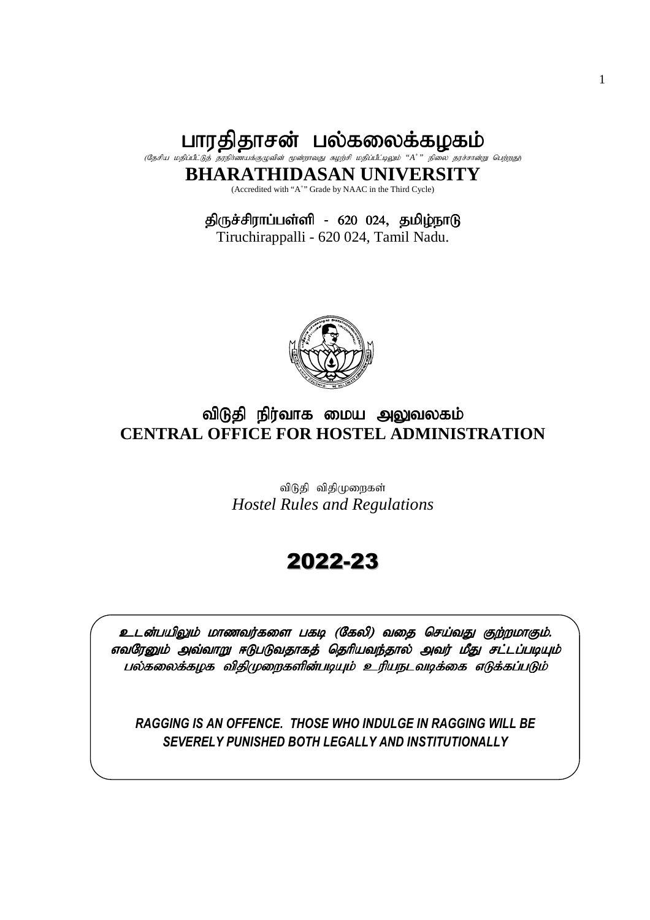# பாரதிதாசன் பல்கலைக்கழகம்

*(தேசிய மதிப்பீட்டுத் தரநிர்ணயக்குழுவின் மூன்றாவது சுழற்சி மதிப்பீட்டிலும் "A⁺" நிலை தரச்சான்று பெற்றது)*

# BHARATHIDASAN UNIVERSITY

(Accredited with "A+" Grade by NAAC in the Third Cycle)

**திருச்சிராப்பள்ளி - 620 024, தமிழ்நாடு**

Tiruchirappalli - 620 024, Tamil Nadu.

## விடுதி நிர்வாக மைய அலுவலகம்
## CENTRAL OFFICE FOR HOSTEL ADMINISTRATION

விடுதி விதிமுறைகள்

*Hostel Rules and Regulations*

# 2022-23

***உடன்பயிலும் மாணவர்களை பகடி (கேலி) வதை செய்வது குற்றமாகும். எவரேனும் அவ்வாறு ஈடுபடுவதாகத் தெரியவந்தால் அவர் மீது சட்டப்படியும் பல்கலைக்கழக விதிமுறைகளின்படியும் உரியநடவடிக்கை எடுக்கப்படும்***

***RAGGING IS AN OFFENCE. THOSE WHO INDULGE IN RAGGING WILL BE SEVERELY PUNISHED BOTH LEGALLY AND INSTITUTIONALLY***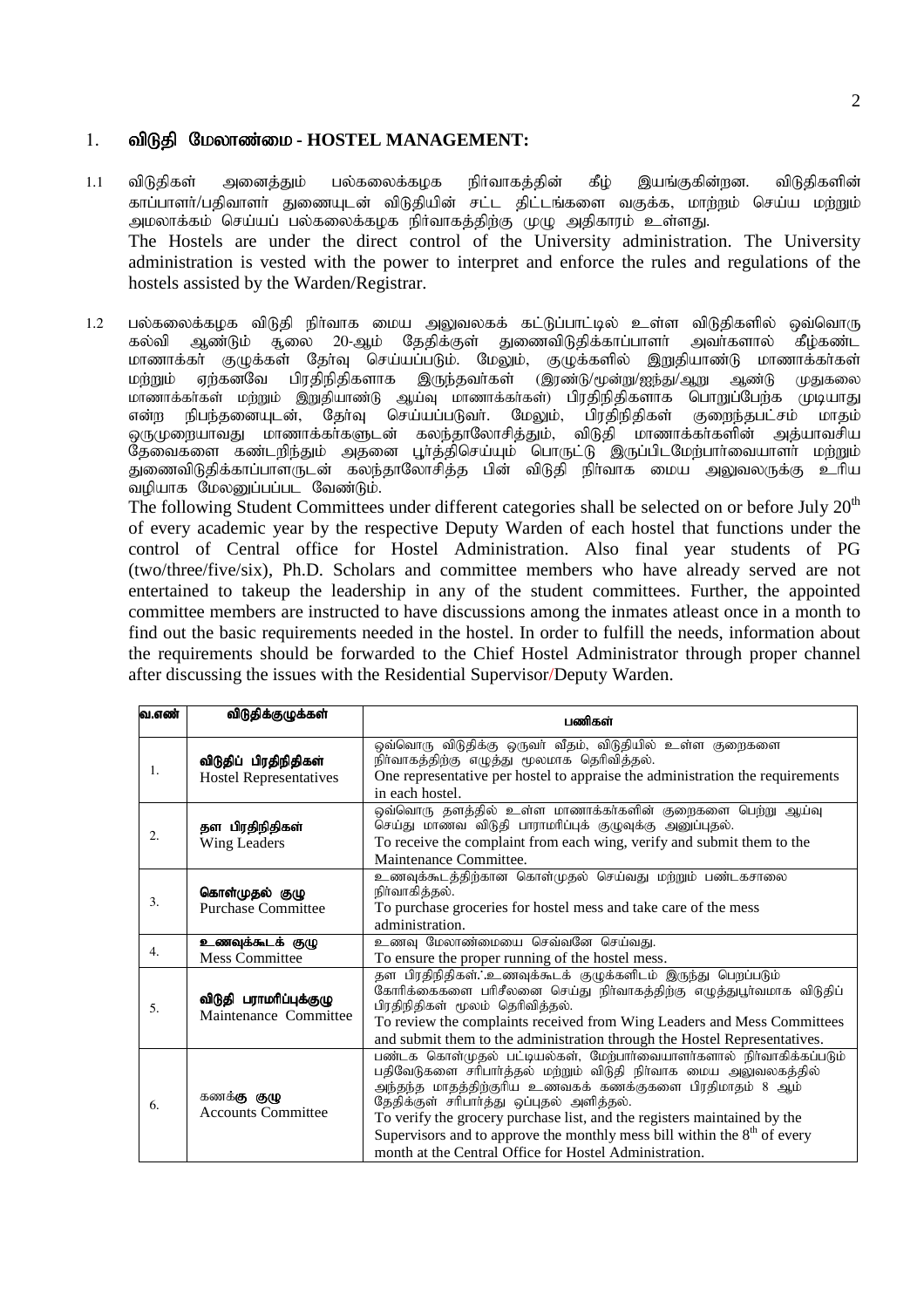## 1. விடுதி மேலாண்மை - HOSTEL MANAGEMENT:

1.1 விடுதிகள் அனைத்தும் பல்கலைக்கழக நிர்வாகத்தின் கீழ் இயங்குகின்றன. விடுதிகளின் காப்பாளர்/பதிவாளர் துணையுடன் விடுதியின் சட்ட திட்டங்களை வகுக்க, மாற்றம் செய்ய மற்றும் அமலாக்கம் செய்யப் பல்கலைக்கழக நிர்வாகத்திற்கு முழு அதிகாரம் உள்ளது.
The Hostels are under the direct control of the University administration. The University administration is vested with the power to interpret and enforce the rules and regulations of the hostels assisted by the Warden/Registrar.

1.2 பல்கலைக்கழக விடுதி நிர்வாக மைய அலுவலகக் கட்டுப்பாட்டில் உள்ள விடுதிகளில் ஒவ்வொரு கல்வி ஆண்டும் சூலை 20-ஆம் தேதிக்குள் துணைவிடுதிக்காப்பாளர் அவர்களால் கீழ்கண்ட மாணாக்கர் குழுக்கள் தேர்வு செய்யப்படும். மேலும், குழுக்களில் இறுதியாண்டு மாணாக்கர்கள் மற்றும் ஏற்கனவே பிரதிநிதிகளாக இருந்தவர்கள் (இரண்டு/மூன்று/ஐந்து/ஆறு ஆண்டு முதுகலை மாணாக்கர்கள் மற்றும் இறுதியாண்டு ஆய்வு மாணாக்கர்கள்) பிரதிநிதிகளாக பொறுப்பேற்க முடியாது என்ற நிபந்தனையுடன், தேர்வு செய்யப்படுவர். மேலும், பிரதிநிதிகள் குறைந்தபட்சம் மாதம் ஒருமுறையாவது மாணாக்கர்களுடன் கலந்தாலோசித்தும், விடுதி மாணாக்கர்களின் அத்யாவசிய தேவைகளை கண்டறிந்தும் அதனை பூர்த்திசெய்யும் பொருட்டு இருப்பிடமேற்பார்வையாளர் மற்றும் துணைவிடுதிக்காப்பாளருடன் கலந்தாலோசித்த பின் விடுதி நிர்வாக மைய அலுவலருக்கு உரிய வழியாக மேலனுப்பப்பட வேண்டும்.
The following Student Committees under different categories shall be selected on or before July 20th of every academic year by the respective Deputy Warden of each hostel that functions under the control of Central office for Hostel Administration. Also final year students of PG (two/three/five/six), Ph.D. Scholars and committee members who have already served are not entertained to takeup the leadership in any of the student committees. Further, the appointed committee members are instructed to have discussions among the inmates atleast once in a month to find out the basic requirements needed in the hostel. In order to fulfill the needs, information about the requirements should be forwarded to the Chief Hostel Administrator through proper channel after discussing the issues with the Residential Supervisor/Deputy Warden.

| வ.எண் | விடுதிக்குழுக்கள் | பணிகள் |
|---|---|---|
| 1. | **விடுதிப் பிரதிநிதிகள்**<br>Hostel Representatives | ஒவ்வொரு விடுதிக்கு ஒருவர் வீதம், விடுதியில் உள்ள குறைகளை நிர்வாகத்திற்கு எழுத்து மூலமாக தெரிவித்தல்.<br>One representative per hostel to appraise the administration the requirements in each hostel. |
| 2. | **தள பிரதிநிதிகள்**<br>Wing Leaders | ஒவ்வொரு தளத்தில் உள்ள மாணாக்கர்களின் குறைகளை பெற்று ஆய்வு செய்து மாணவ விடுதி பராமரிப்புக் குழுவுக்கு அனுப்புதல்.<br>To receive the complaint from each wing, verify and submit them to the Maintenance Committee. |
| 3. | **கொள்முதல் குழு**<br>Purchase Committee | உணவுக்கூடத்திற்கான கொள்முதல் செய்வது மற்றும் பண்டகசாலை நிர்வாகித்தல்.<br>To purchase groceries for hostel mess and take care of the mess administration. |
| 4. | **உணவுக்கூடக் குழு**<br>Mess Committee | உணவு மேலாண்மையை செவ்வனே செய்வது.<br>To ensure the proper running of the hostel mess. |
| 5. | **விடுதி பராமரிப்புக்குழு**<br>Maintenance Committee | தள பிரதிநிதிகள்.˙.உணவுக்கூடக் குழுக்களிடம் இருந்து பெறப்படும் கோரிக்கைகளை பரிசீலனை செய்து நிர்வாகத்திற்கு எழுத்துபூர்வமாக விடுதிப் பிரதிநிதிகள் மூலம் தெரிவித்தல்.<br>To review the complaints received from Wing Leaders and Mess Committees and submit them to the administration through the Hostel Representatives. |
| 6. | கணக்**கு குழு**<br>Accounts Committee | பண்டக கொள்முதல் பட்டியல்கள், மேற்பார்வையாளர்களால் நிர்வாகிக்கப்படும் பதிவேடுகளை சரிபார்த்தல் மற்றும் விடுதி நிர்வாக மைய அலுவலகத்தில் அந்தந்த மாதத்திற்குரிய உணவகக் கணக்குகளை பிரதிமாதம் 8 ஆம் தேதிக்குள் சரிபார்த்து ஒப்புதல் அளித்தல்.<br>To verify the grocery purchase list, and the registers maintained by the Supervisors and to approve the monthly mess bill within the 8th of every month at the Central Office for Hostel Administration. |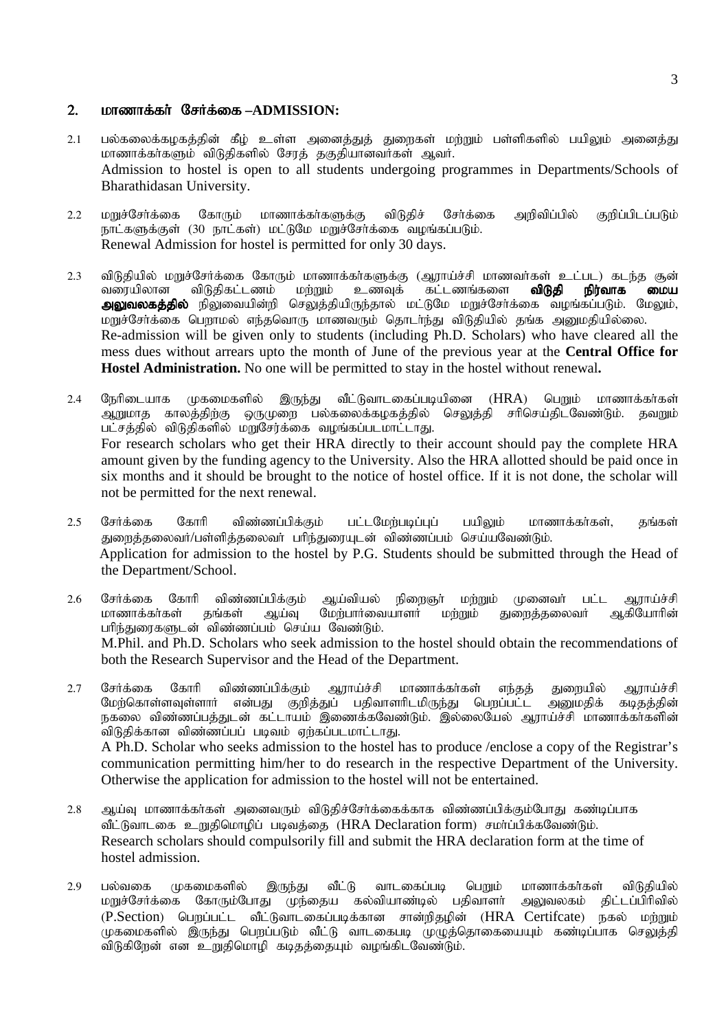## 2. மாணாக்கர் சேர்க்கை –ADMISSION:

2.1 பல்கலைக்கழகத்தின் கீழ் உள்ள அனைத்துத் துறைகள் மற்றும் பள்ளிகளில் பயிலும் அனைத்து மாணாக்கர்களும் விடுதிகளில் சேரத் தகுதியானவர்கள் ஆவர்.
Admission to hostel is open to all students undergoing programmes in Departments/Schools of Bharathidasan University.

2.2 மறுச்சேர்க்கை கோரும் மாணாக்கர்களுக்கு விடுதிச் சேர்க்கை அறிவிப்பில் குறிப்பிடப்படும் நாட்களுக்குள் (30 நாட்கள்) மட்டுமே மறுச்சேர்க்கை வழங்கப்படும்.
Renewal Admission for hostel is permitted for only 30 days.

2.3 விடுதியில் மறுச்சேர்க்கை கோரும் மாணாக்கர்களுக்கு (ஆராய்ச்சி மாணவர்கள் உட்பட) கடந்த சூன் வரையிலான விடுதிகட்டணம் மற்றும் உணவுக் கட்டணங்களை **விடுதி நிர்வாக மைய அலுவலகத்தில்** நிலுவையின்றி செலுத்தியிருந்தால் மட்டுமே மறுச்சேர்க்கை வழங்கப்படும். மேலும், மறுச்சேர்க்கை பெறாமல் எந்தவொரு மாணவரும் தொடர்ந்து விடுதியில் தங்க அனுமதியில்லை.
Re-admission will be given only to students (including Ph.D. Scholars) who have cleared all the mess dues without arrears upto the month of June of the previous year at the **Central Office for Hostel Administration.** No one will be permitted to stay in the hostel without renewal**.**

2.4 நேரிடையாக முகமைகளில் இருந்து வீட்டுவாடகைப்படியினை (HRA) பெறும் மாணாக்கர்கள் ஆறுமாத காலத்திற்கு ஒருமுறை பல்கலைக்கழகத்தில் செலுத்தி சரிசெய்திடவேண்டும். தவறும் பட்சத்தில் விடுதிகளில் மறுசேர்க்கை வழங்கப்படமாட்டாது.
For research scholars who get their HRA directly to their account should pay the complete HRA amount given by the funding agency to the University. Also the HRA allotted should be paid once in six months and it should be brought to the notice of hostel office. If it is not done, the scholar will not be permitted for the next renewal.

2.5 சேர்க்கை கோரி விண்ணப்பிக்கும் பட்டமேற்படிப்புப் பயிலும் மாணாக்கர்கள், தங்கள் துறைத்தலைவர்/பள்ளித்தலைவர் பரிந்துரையுடன் விண்ணப்பம் செய்யவேண்டும்.
Application for admission to the hostel by P.G. Students should be submitted through the Head of the Department/School.

2.6 சேர்க்கை கோரி விண்ணப்பிக்கும் ஆய்வியல் நிறைஞர் மற்றும் முனைவர் பட்ட ஆராய்ச்சி மாணாக்கர்கள் தங்கள் ஆய்வு மேற்பார்வையாளர் மற்றும் துறைத்தலைவர் ஆகியோரின் பரிந்துரைகளுடன் விண்ணப்பம் செய்ய வேண்டும்.
M.Phil. and Ph.D. Scholars who seek admission to the hostel should obtain the recommendations of both the Research Supervisor and the Head of the Department.

2.7 சேர்க்கை கோரி விண்ணப்பிக்கும் ஆராய்ச்சி மாணாக்கர்கள் எந்தத் துறையில் ஆராய்ச்சி மேற்கொள்ளவுள்ளார் என்பது குறித்துப் பதிவாளரிடமிருந்து பெறப்பட்ட அனுமதிக் கடிதத்தின் நகலை விண்ணப்பத்துடன் கட்டாயம் இணைக்கவேண்டும். இல்லையேல் ஆராய்ச்சி மாணாக்கர்களின் விடுதிக்கான விண்ணப்பப் படிவம் ஏற்கப்படமாட்டாது.
A Ph.D. Scholar who seeks admission to the hostel has to produce /enclose a copy of the Registrar's communication permitting him/her to do research in the respective Department of the University. Otherwise the application for admission to the hostel will not be entertained.

2.8 ஆய்வு மாணாக்கர்கள் அனைவரும் விடுதிச்சேர்க்கைக்காக விண்ணப்பிக்கும்போது கண்டிப்பாக வீட்டுவாடகை உறுதிமொழிப் படிவத்தை (HRA Declaration form) சமர்ப்பிக்கவேண்டும்.
Research scholars should compulsorily fill and submit the HRA declaration form at the time of hostel admission.

2.9 பல்வகை முகமைகளில் இருந்து வீட்டு வாடகைப்படி பெறும் மாணாக்கர்கள் விடுதியில் மறுச்சேர்க்கை கோரும்போது முந்தைய கல்வியாண்டில் பதிவாளர் அலுவலகம் திட்டப்பிரிவில் (P.Section) பெறப்பட்ட வீட்டுவாடகைப்படிக்கான சான்றிதழின் (HRA Certifcate) நகல் மற்றும் முகமைகளில் இருந்து பெறப்படும் வீட்டு வாடகைபடி முழுத்தொகையையும் கண்டிப்பாக செலுத்தி விடுகிறேன் என உறுதிமொழி கடிதத்தையும் வழங்கிடவேண்டும்.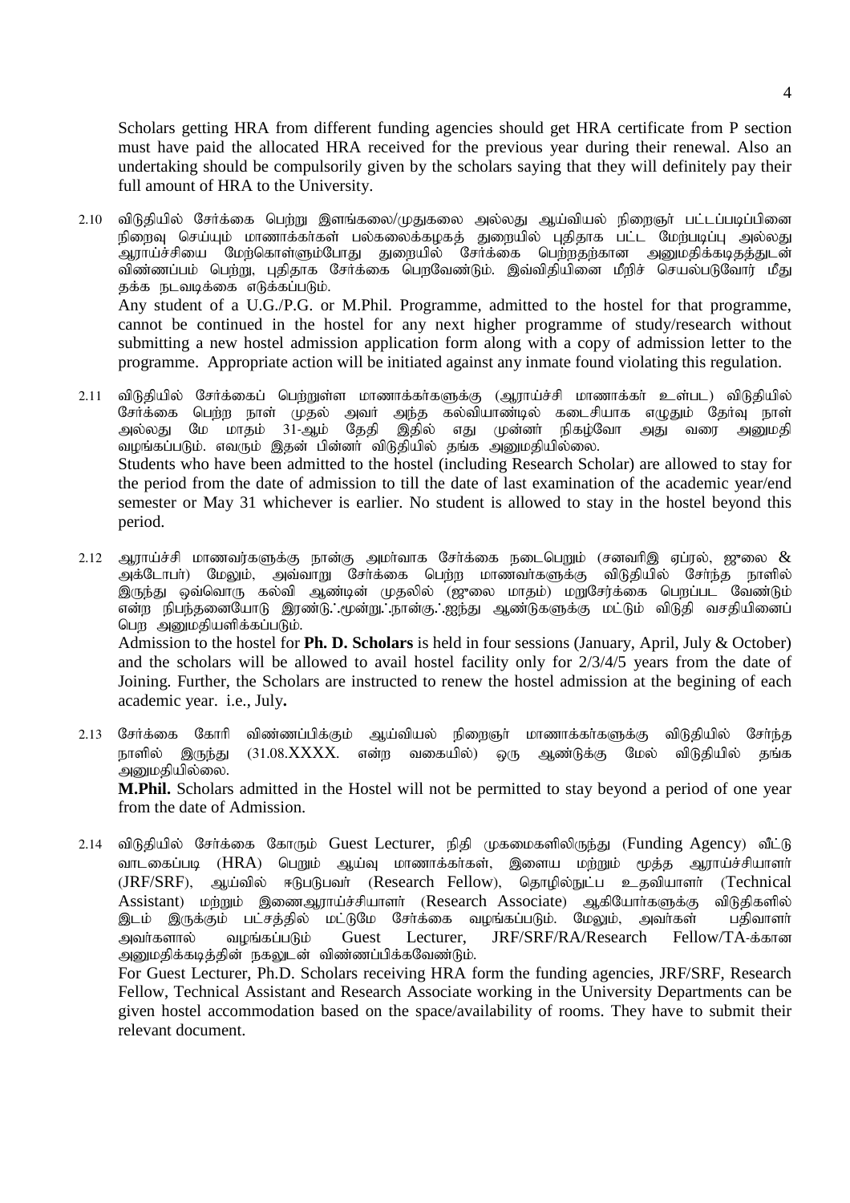Scholars getting HRA from different funding agencies should get HRA certificate from P section must have paid the allocated HRA received for the previous year during their renewal. Also an undertaking should be compulsorily given by the scholars saying that they will definitely pay their full amount of HRA to the University.

2.10 விடுதியில் சேர்க்கை பெற்று இளங்கலை/முதுகலை அல்லது ஆய்வியல் நிறைஞர் பட்டப்படிப்பினை நிறைவு செய்யும் மாணாக்கர்கள் பல்கலைக்கழகத் துறையில் புதிதாக பட்ட மேற்படிப்பு அல்லது ஆராய்ச்சியை மேற்கொள்ளும்போது துறையில் சேர்க்கை பெற்றதற்கான அனுமதிக்கடிதத்துடன் விண்ணப்பம் பெற்று, புதிதாக சேர்க்கை பெறவேண்டும். இவ்விதியினை மீறிச் செயல்படுவோர் மீது தக்க நடவடிக்கை எடுக்கப்படும்.

Any student of a U.G./P.G. or M.Phil. Programme, admitted to the hostel for that programme, cannot be continued in the hostel for any next higher programme of study/research without submitting a new hostel admission application form along with a copy of admission letter to the programme. Appropriate action will be initiated against any inmate found violating this regulation.

2.11 விடுதியில் சேர்க்கைப் பெற்றுள்ள மாணாக்கர்களுக்கு (ஆராய்ச்சி மாணாக்கர் உள்பட) விடுதியில் சேர்க்கை பெற்ற நாள் முதல் அவர் அந்த கல்வியாண்டில் கடைசியாக எழுதும் தேர்வு நாள் அல்லது மே மாதம் 31-ஆம் தேதி இதில் எது முன்னர் நிகழ்வோ அது வரை அனுமதி வழங்கப்படும். எவரும் இதன் பின்னர் விடுதியில் தங்க அனுமதியில்லை.

Students who have been admitted to the hostel (including Research Scholar) are allowed to stay for the period from the date of admission to till the date of last examination of the academic year/end semester or May 31 whichever is earlier. No student is allowed to stay in the hostel beyond this period.

2.12 ஆராய்ச்சி மாணவர்களுக்கு நான்கு அமர்வாக சேர்க்கை நடைபெறும் (சனவரிஇ ஏப்ரல், ஜுலை & அக்டோபர்) மேலும், அவ்வாறு சேர்க்கை பெற்ற மாணவர்களுக்கு விடுதியில் சேர்ந்த நாளில் இருந்து ஒவ்வொரு கல்வி ஆண்டின் முதலில் (ஜுலை மாதம்) மறுசேர்க்கை பெறப்பட வேண்டும் என்ற நிபந்தனையோடு இரண்டு.'.மூன்று.'.நான்கு.'.ஐந்து ஆண்டுகளுக்கு மட்டும் விடுதி வசதியினைப் பெற அனுமதியளிக்கப்படும்.

Admission to the hostel for **Ph. D. Scholars** is held in four sessions (January, April, July & October) and the scholars will be allowed to avail hostel facility only for 2/3/4/5 years from the date of Joining. Further, the Scholars are instructed to renew the hostel admission at the begining of each academic year. i.e., July**.**

2.13 சேர்க்கை கோரி விண்ணப்பிக்கும் ஆய்வியல் நிறைஞர் மாணாக்கர்களுக்கு விடுதியில் சேர்ந்த நாளில் இருந்து (31.08.XXXX. என்ற வகையில்) ஒரு ஆண்டுக்கு மேல் விடுதியில் தங்க அனுமதியில்லை.

**M.Phil.** Scholars admitted in the Hostel will not be permitted to stay beyond a period of one year from the date of Admission.

2.14 விடுதியில் சேர்க்கை கோரும் Guest Lecturer, நிதி முகமைகளிலிருந்து (Funding Agency) வீட்டு வாடகைப்படி (HRA) பெறும் ஆய்வு மாணாக்கர்கள், இளைய மற்றும் மூத்த ஆராய்ச்சியாளர் (JRF/SRF), ஆய்வில் ஈடுபடுபவர் (Research Fellow), தொழில்நுட்ப உதவியாளர் (Technical Assistant) மற்றும் இணைஆராய்ச்சியாளர் (Research Associate) ஆகியோர்களுக்கு விடுதிகளில் இடம் இருக்கும் பட்சத்தில் மட்டுமே சேர்க்கை வழங்கப்படும். மேலும், அவர்கள் பதிவாளர் அவர்களால் வழங்கப்படும் Guest Lecturer, JRF/SRF/RA/Research Fellow/TA-க்கான அனுமதிக்கடிதத்தின் நகலுடன் விண்ணப்பிக்கவேண்டும்.

For Guest Lecturer, Ph.D. Scholars receiving HRA form the funding agencies, JRF/SRF, Research Fellow, Technical Assistant and Research Associate working in the University Departments can be given hostel accommodation based on the space/availability of rooms. They have to submit their relevant document.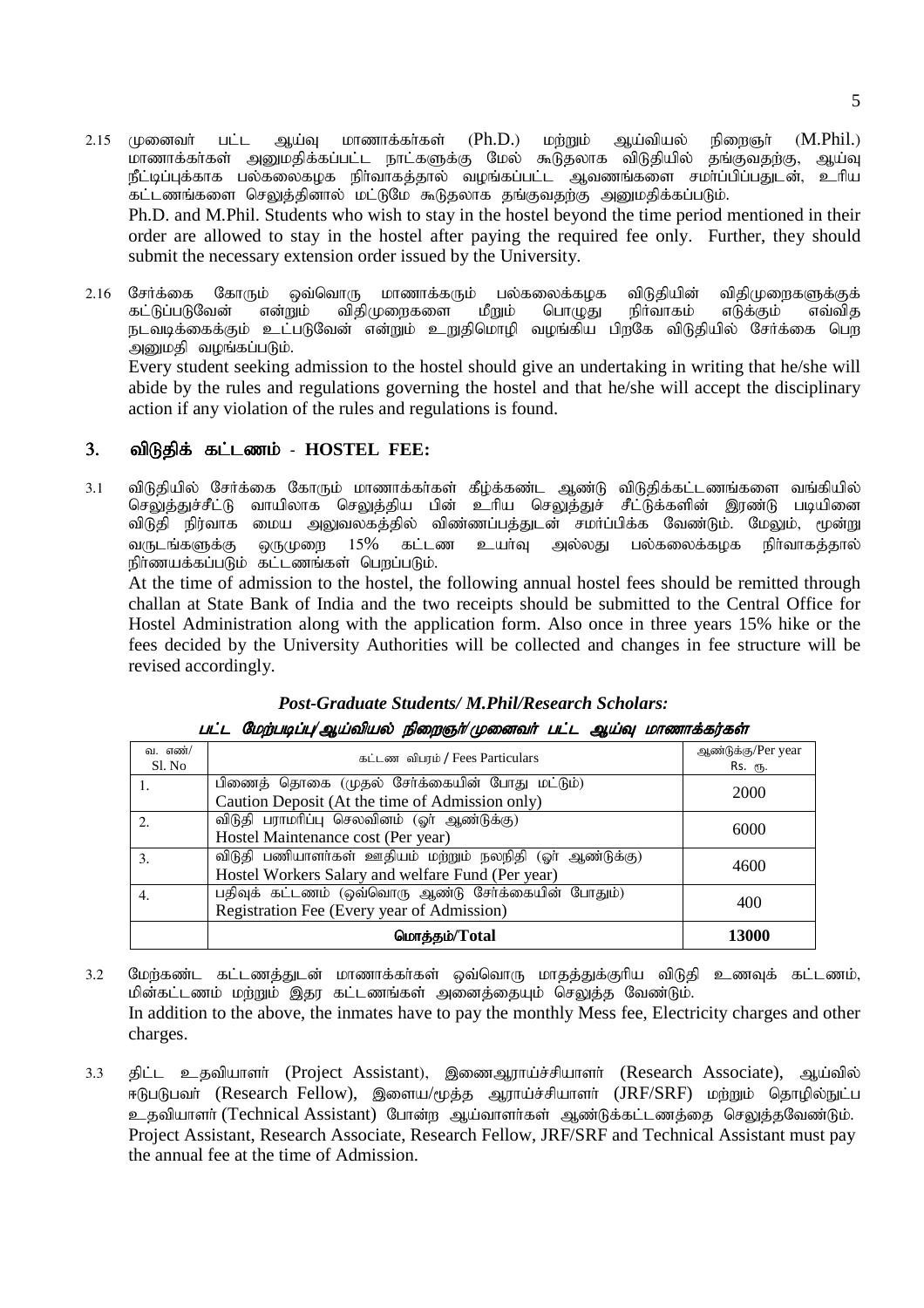2.15 முனைவர் பட்ட ஆய்வு மாணாக்கர்கள் (Ph.D.) மற்றும் ஆய்வியல் நிறைஞர் (M.Phil.) மாணாக்கர்கள் அனுமதிக்கப்பட்ட நாட்களுக்கு மேல் கூடுதலாக விடுதியில் தங்குவதற்கு, ஆய்வு நீட்டிப்புக்காக பல்கலைகழக நிர்வாகத்தால் வழங்கப்பட்ட ஆவணங்களை சமர்ப்பிப்பதுடன், உரிய கட்டணங்களை செலுத்தினால் மட்டுமே கூடுதலாக தங்குவதற்கு அனுமதிக்கப்படும்.
Ph.D. and M.Phil. Students who wish to stay in the hostel beyond the time period mentioned in their order are allowed to stay in the hostel after paying the required fee only. Further, they should submit the necessary extension order issued by the University.

2.16 சேர்க்கை கோரும் ஒவ்வொரு மாணாக்கரும் பல்கலைக்கழக விடுதியின் விதிமுறைகளுக்குக் கட்டுப்படுவேன் என்றும் விதிமுறைகளை மீறும் பொழுது நிர்வாகம் எடுக்கும் எவ்வித நடவடிக்கைக்கும் உட்படுவேன் என்றும் உறுதிமொழி வழங்கிய பிறகே விடுதியில் சேர்க்கை பெற அனுமதி வழங்கப்படும்.
Every student seeking admission to the hostel should give an undertaking in writing that he/she will abide by the rules and regulations governing the hostel and that he/she will accept the disciplinary action if any violation of the rules and regulations is found.

## 3. விடுதிக் கட்டணம் - HOSTEL FEE:

3.1 விடுதியில் சேர்க்கை கோரும் மாணாக்கர்கள் கீழ்க்கண்ட ஆண்டு விடுதிக்கட்டணங்களை வங்கியில் செலுத்துச்சீட்டு வாயிலாக செலுத்திய பின் உரிய செலுத்துச் சீட்டுக்களின் இரண்டு படியினை விடுதி நிர்வாக மைய அலுவலகத்தில் விண்ணப்பத்துடன் சமர்ப்பிக்க வேண்டும். மேலும், மூன்று வருடங்களுக்கு ஒருமுறை 15% கட்டண உயர்வு அல்லது பல்கலைக்கழக நிர்வாகத்தால் நிர்ணயக்கப்படும் கட்டணங்கள் பெறப்படும்.
At the time of admission to the hostel, the following annual hostel fees should be remitted through challan at State Bank of India and the two receipts should be submitted to the Central Office for Hostel Administration along with the application form. Also once in three years 15% hike or the fees decided by the University Authorities will be collected and changes in fee structure will be revised accordingly.

***Post-Graduate Students/ M.Phil/Research Scholars:***

***பட்ட மேற்படிப்பு/ஆய்வியல் நிறைஞர்/முனைவர் பட்ட ஆய்வு மாணாக்கர்கள்***

| வ. எண்/ Sl. No | கட்டண விபரம் / Fees Particulars | ஆண்டுக்கு/Per year Rs. ரூ. |
|---|---|---|
| 1. | பிணைத் தொகை (முதல் சேர்க்கையின் போது மட்டும்) Caution Deposit (At the time of Admission only) | 2000 |
| 2. | விடுதி பராமரிப்பு செலவினம் (ஓர் ஆண்டுக்கு) Hostel Maintenance cost (Per year) | 6000 |
| 3. | விடுதி பணியாளர்கள் ஊதியம் மற்றும் நலநிதி (ஓர் ஆண்டுக்கு) Hostel Workers Salary and welfare Fund (Per year) | 4600 |
| 4. | பதிவுக் கட்டணம் (ஒவ்வொரு ஆண்டு சேர்க்கையின் போதும்) Registration Fee (Every year of Admission) | 400 |
| | **மொத்தம்/Total** | **13000** |

3.2 மேற்கண்ட கட்டணத்துடன் மாணாக்கர்கள் ஒவ்வொரு மாதத்துக்குரிய விடுதி உணவுக் கட்டணம், மின்கட்டணம் மற்றும் இதர கட்டணங்கள் அனைத்தையும் செலுத்த வேண்டும்.
In addition to the above, the inmates have to pay the monthly Mess fee, Electricity charges and other charges.

3.3 திட்ட உதவியாளர் (Project Assistant), இணைஆராய்ச்சியாளர் (Research Associate), ஆய்வில் ஈடுபடுபவர் (Research Fellow), இளைய/மூத்த ஆராய்ச்சியாளர் (JRF/SRF) மற்றும் தொழில்நுட்ப உதவியாளர் (Technical Assistant) போன்ற ஆய்வாளர்கள் ஆண்டுக்கட்டணத்தை செலுத்தவேண்டும்.
Project Assistant, Research Associate, Research Fellow, JRF/SRF and Technical Assistant must pay the annual fee at the time of Admission.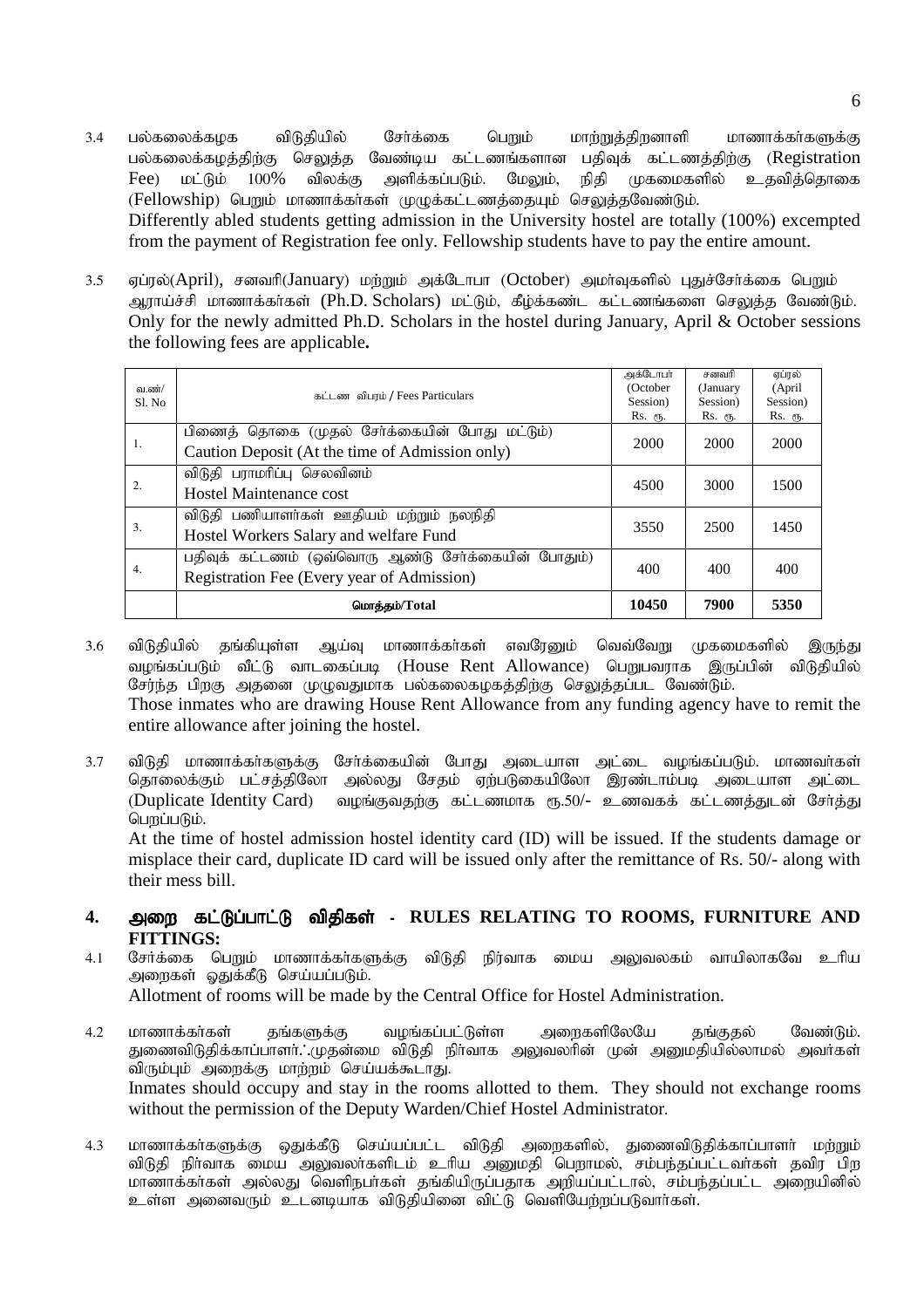3.4 பல்கலைக்கழக விடுதியில் சேர்க்கை பெறும் மாற்றுத்திறனாளி மாணாக்கர்களுக்கு பல்கலைக்கழத்திற்கு செலுத்த வேண்டிய கட்டணங்களான பதிவுக் கட்டணத்திற்கு (Registration Fee) மட்டும் 100% விலக்கு அளிக்கப்படும். மேலும், நிதி முகமைகளில் உதவித்தொகை (Fellowship) பெறும் மாணாக்கர்கள் முழுக்கட்டணத்தையும் செலுத்தவேண்டும்.
Differently abled students getting admission in the University hostel are totally (100%) excempted from the payment of Registration fee only. Fellowship students have to pay the entire amount.

3.5 ஏப்ரல்(April), சனவரி(January) மற்றும் அக்டோபர (October) அமர்வுகளில் புதுச்சேர்க்கை பெறும் ஆராய்ச்சி மாணாக்கர்கள் (Ph.D. Scholars) மட்டும், கீழ்க்கண்ட கட்டணங்களை செலுத்த வேண்டும்.
Only for the newly admitted Ph.D. Scholars in the hostel during January, April & October sessions the following fees are applicable.

| வ.எண்/ Sl. No | கட்டண விபரம் / Fees Particulars | அக்டோபர் (October Session) Rs. ரூ. | சனவரி (January Session) Rs. ரூ. | ஏப்ரல் (April Session) Rs. ரூ. |
|---|---|---|---|---|
| 1. | பிணைத் தொகை (முதல் சேர்க்கையின் போது மட்டும்) Caution Deposit (At the time of Admission only) | 2000 | 2000 | 2000 |
| 2. | விடுதி பராமரிப்பு செலவினம் Hostel Maintenance cost | 4500 | 3000 | 1500 |
| 3. | விடுதி பணியாளர்கள் ஊதியம் மற்றும் நலநிதி Hostel Workers Salary and welfare Fund | 3550 | 2500 | 1450 |
| 4. | பதிவுக் கட்டணம் (ஒவ்வொரு ஆண்டு சேர்க்கையின் போதும்) Registration Fee (Every year of Admission) | 400 | 400 | 400 |
| | **மொத்தம்/Total** | **10450** | **7900** | **5350** |

3.6 விடுதியில் தங்கியுள்ள ஆய்வு மாணாக்கர்கள் எவரேனும் வெவ்வேறு முகமைகளில் இருந்து வழங்கப்படும் வீட்டு வாடகைப்படி (House Rent Allowance) பெறுபவராக இருப்பின் விடுதியில் சேர்ந்த பிறகு அதனை முழுவதுமாக பல்கலைகழகத்திற்கு செலுத்தப்பட வேண்டும்.
Those inmates who are drawing House Rent Allowance from any funding agency have to remit the entire allowance after joining the hostel.

3.7 விடுதி மாணாக்கர்களுக்கு சேர்க்கையின் போது அடையாள அட்டை வழங்கப்படும். மாணவர்கள் தொலைக்கும் பட்சத்திலோ அல்லது சேதம் ஏற்படுகையிலோ இரண்டாம்படி அடையாள அட்டை (Duplicate Identity Card) வழங்குவதற்கு கட்டணமாக ரூ.50/- உணவகக் கட்டணத்துடன் சேர்த்து பெறப்படும்.
At the time of hostel admission hostel identity card (ID) will be issued. If the students damage or misplace their card, duplicate ID card will be issued only after the remittance of Rs. 50/- along with their mess bill.

## 4. அறை கட்டுப்பாட்டு விதிகள் - RULES RELATING TO ROOMS, FURNITURE AND FITTINGS:

4.1 சேர்க்கை பெறும் மாணாக்கர்களுக்கு விடுதி நிர்வாக மைய அலுவலகம் வாயிலாகவே உரிய அறைகள் ஒதுக்கீடு செய்யப்படும்.
Allotment of rooms will be made by the Central Office for Hostel Administration.

4.2 மாணாக்கர்கள் தங்களுக்கு வழங்கப்பட்டுள்ள அறைகளிலேயே தங்குதல் வேண்டும். துணைவிடுதிக்காப்பாளர்.்.முதன்மை விடுதி நிர்வாக அலுவலரின் முன் அனுமதியில்லாமல் அவர்கள் விரும்பும் அறைக்கு மாற்றம் செய்யக்கூடாது.
Inmates should occupy and stay in the rooms allotted to them. They should not exchange rooms without the permission of the Deputy Warden/Chief Hostel Administrator.

4.3 மாணாக்கர்களுக்கு ஒதுக்கீடு செய்யப்பட்ட விடுதி அறைகளில், துணைவிடுதிக்காப்பாளர் மற்றும் விடுதி நிர்வாக மைய அலுவலர்களிடம் உரிய அனுமதி பெறாமல், சம்பந்தப்பட்டவர்கள் தவிர பிற மாணாக்கர்கள் அல்லது வெளிநபர்கள் தங்கியிருப்பதாக அறியப்பட்டால், சம்பந்தப்பட்ட அறையினில் உள்ள அனைவரும் உடனடியாக விடுதியினை விட்டு வெளியேற்றப்படுவார்கள்.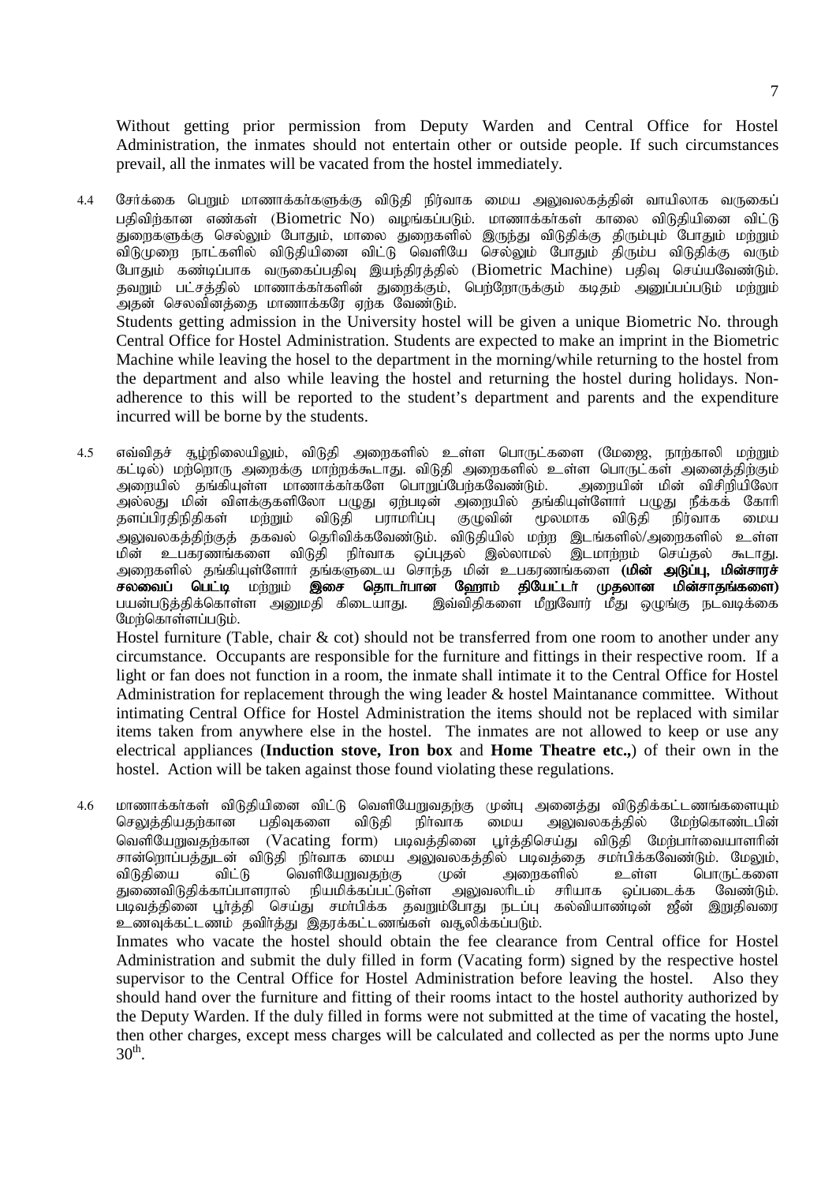Without getting prior permission from Deputy Warden and Central Office for Hostel Administration, the inmates should not entertain other or outside people. If such circumstances prevail, all the inmates will be vacated from the hostel immediately.

4.4 சேர்க்கை பெறும் மாணாக்கர்களுக்கு விடுதி நிர்வாக மைய அலுவலகத்தின் வாயிலாக வருகைப் பதிவிற்கான எண்கள் (Biometric No) வழங்கப்படும். மாணாக்கர்கள் காலை விடுதியினை விட்டு துறைகளுக்கு செல்லும் போதும், மாலை துறைகளில் இருந்து விடுதிக்கு திரும்பும் போதும் மற்றும் விடுமுறை நாட்களில் விடுதியினை விட்டு வெளியே செல்லும் போதும் திரும்ப விடுதிக்கு வரும் போதும் கண்டிப்பாக வருகைப்பதிவு இயந்திரத்தில் (Biometric Machine) பதிவு செய்யவேண்டும். தவறும் பட்சத்தில் மாணாக்கர்களின் துறைக்கும், பெற்றோருக்கும் கடிதம் அனுப்பப்படும் மற்றும் அதன் செலவினத்தை மாணாக்கரே ஏற்க வேண்டும்.

Students getting admission in the University hostel will be given a unique Biometric No. through Central Office for Hostel Administration. Students are expected to make an imprint in the Biometric Machine while leaving the hosel to the department in the morning/while returning to the hostel from the department and also while leaving the hostel and returning the hostel during holidays. Non-adherence to this will be reported to the student's department and parents and the expenditure incurred will be borne by the students.

4.5 எவ்விதச் சூழ்நிலையிலும், விடுதி அறைகளில் உள்ள பொருட்களை (மேஜை, நாற்காலி மற்றும் கட்டில்) மற்றொரு அறைக்கு மாற்றக்கூடாது. விடுதி அறைகளில் உள்ள பொருட்கள் அனைத்திற்கும் அறையில் தங்கியுள்ள மாணாக்கர்களே பொறுப்பேற்கவேண்டும். அறையின் மின் விசிறியிலோ அல்லது மின் விளக்குகளிலோ பழுது ஏற்படின் அறையில் தங்கியுள்ளோர் பழுது நீக்கக் கோரி தளப்பிரதிநிதிகள் மற்றும் விடுதி பராமரிப்பு குழுவின் மூலமாக விடுதி நிர்வாக மைய அலுவலகத்திற்குத் தகவல் தெரிவிக்கவேண்டும். விடுதியில் மற்ற இடங்களில்/அறைகளில் உள்ள மின் உபகரணங்களை விடுதி நிர்வாக ஒப்புதல் இல்லாமல் இடமாற்றம் செய்தல் கூடாது. அறைகளில் தங்கியுள்ளோர் தங்களுடைய சொந்த மின் உபகரணங்களை **(மின் அடுப்பு, மின்சாரச் சலவைப் பெட்டி** மற்றும் **இசை தொடர்பான ஹோம் தியேட்டர் முதலான மின்சாதங்களை)** பயன்படுத்திக்கொள்ள அனுமதி கிடையாது. இவ்விதிகளை மீறுவோர் மீது ஒழுங்கு நடவடிக்கை மேற்கொள்ளப்படும்.

Hostel furniture (Table, chair & cot) should not be transferred from one room to another under any circumstance. Occupants are responsible for the furniture and fittings in their respective room. If a light or fan does not function in a room, the inmate shall intimate it to the Central Office for Hostel Administration for replacement through the wing leader & hostel Maintanance committee. Without intimating Central Office for Hostel Administration the items should not be replaced with similar items taken from anywhere else in the hostel. The inmates are not allowed to keep or use any electrical appliances (**Induction stove, Iron box** and **Home Theatre etc.,**) of their own in the hostel. Action will be taken against those found violating these regulations.

4.6 மாணாக்கர்கள் விடுதியினை விட்டு வெளியேறுவதற்கு முன்பு அனைத்து விடுதிக்கட்டணங்களையும் செலுத்தியதற்கான பதிவுகளை விடுதி நிர்வாக மைய அலுவலகத்தில் மேற்கொண்டபின் வெளியேறுவதற்கான (Vacating form) படிவத்தினை பூர்த்திசெய்து விடுதி மேற்பார்வையாளரின் சான்றொப்பத்துடன் விடுதி நிர்வாக மைய அலுவலகத்தில் படிவத்தை சமர்பிக்கவேண்டும். மேலும், விடுதியை விட்டு வெளியேறுவதற்கு முன் அறைகளில் உள்ள பொருட்களை துணைவிடுதிக்காப்பாளரால் நியமிக்கப்பட்டுள்ள அலுவலரிடம் சரியாக ஒப்படைக்க வேண்டும். படிவத்தினை பூர்த்தி செய்து சமர்பிக்க தவறும்போது நடப்பு கல்வியாண்டின் ஜீன் இறுதிவரை உணவுக்கட்டணம் தவிர்த்து இதரக்கட்டணங்கள் வசூலிக்கப்படும்.

Inmates who vacate the hostel should obtain the fee clearance from Central office for Hostel Administration and submit the duly filled in form (Vacating form) signed by the respective hostel supervisor to the Central Office for Hostel Administration before leaving the hostel. Also they should hand over the furniture and fitting of their rooms intact to the hostel authority authorized by the Deputy Warden. If the duly filled in forms were not submitted at the time of vacating the hostel, then other charges, except mess charges will be calculated and collected as per the norms upto June $30^{th}$.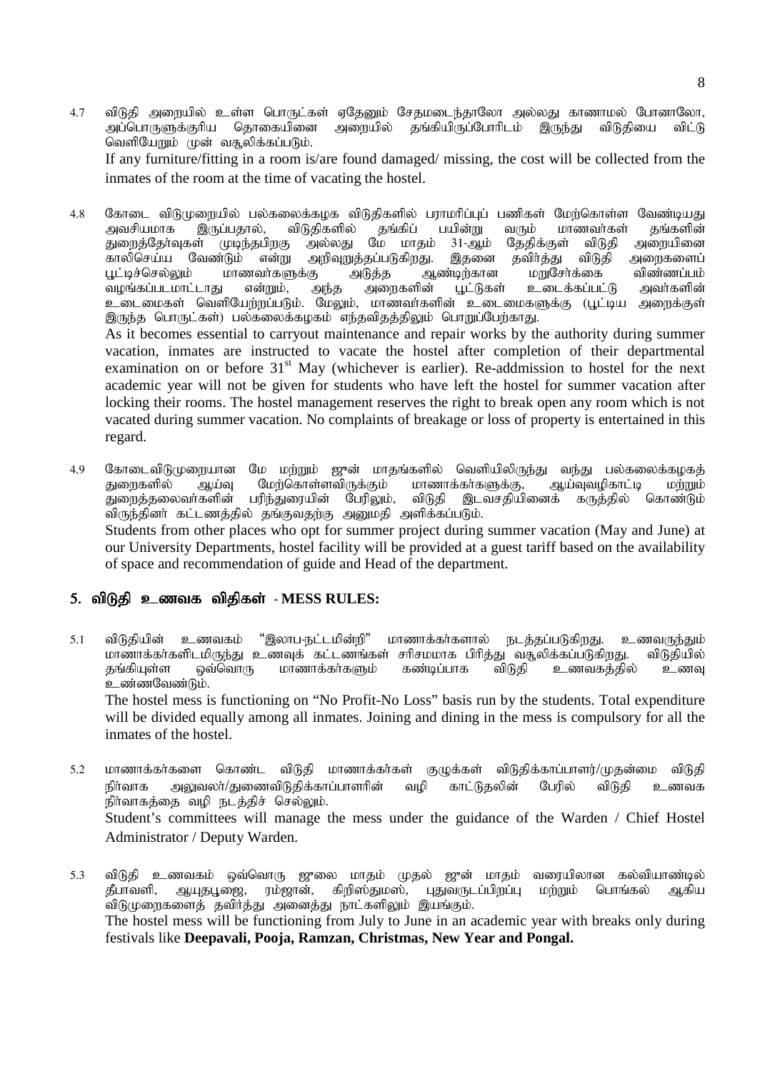4.7 விடுதி அறையில் உள்ள பொருட்கள் ஏதேனும் சேதமடைந்தாலோ அல்லது காணாமல் போனாலோ, அப்பொருளுக்குரிய தொகையினை அறையில் தங்கியிருப்போரிடம் இருந்து விடுதியை விட்டு வெளியேறும் முன் வசூலிக்கப்படும்.

If any furniture/fitting in a room is/are found damaged/ missing, the cost will be collected from the inmates of the room at the time of vacating the hostel.

4.8 கோடை விடுமுறையில் பல்கலைக்கழக விடுதிகளில் பராமரிப்புப் பணிகள் மேற்கொள்ள வேண்டியது அவசியமாக இருப்பதால், விடுதிகளில் தங்கிப் பயின்று வரும் மாணவர்கள் தங்களின் துறைத்தேர்வுகள் முடிந்தபிறகு அல்லது மே மாதம் 31-ஆம் தேதிக்குள் விடுதி அறையினை காலிசெய்ய வேண்டும் என்று அறிவுறுத்தப்படுகிறது. இதனை தவிர்த்து விடுதி அறைகளைப் பூட்டிச்செல்லும் மாணவர்களுக்கு அடுத்த ஆண்டிற்கான மறுசேர்க்கை விண்ணப்பம் வழங்கப்படமாட்டாது என்றும், அந்த அறைகளின் பூட்டுகள் உடைக்கப்பட்டு அவர்களின் உடைமைகள் வெளியேற்றப்படும். மேலும், மாணவர்களின் உடைமைகளுக்கு (பூட்டிய அறைக்குள் இருந்த பொருட்கள்) பல்கலைக்கழகம் எந்தவிதத்திலும் பொறுப்பேற்காது.

As it becomes essential to carryout maintenance and repair works by the authority during summer vacation, inmates are instructed to vacate the hostel after completion of their departmental examination on or before 31st May (whichever is earlier). Re-addmission to hostel for the next academic year will not be given for students who have left the hostel for summer vacation after locking their rooms. The hostel management reserves the right to break open any room which is not vacated during summer vacation. No complaints of breakage or loss of property is entertained in this regard.

4.9 கோடைவிடுமுறையான மே மற்றும் ஜுன் மாதங்களில் வெளியிலிருந்து வந்து பல்கலைக்கழகத் துறைகளில் ஆய்வு மேற்கொள்ளவிருக்கும் மாணாக்கர்களுக்கு, ஆய்வுவழிகாட்டி மற்றும் துறைத்தலைவர்களின் பரிந்துரையின் பேரிலும், விடுதி இடவசதியினைக் கருத்தில் கொண்டும் விருந்தினர் கட்டணத்தில் தங்குவதற்கு அனுமதி அளிக்கப்படும்.

Students from other places who opt for summer project during summer vacation (May and June) at our University Departments, hostel facility will be provided at a guest tariff based on the availability of space and recommendation of guide and Head of the department.

## 5. விடுதி உணவக விதிகள் - MESS RULES:

5.1 விடுதியின் உணவகம் "இலாப-நட்டமின்றி" மாணாக்கர்களால் நடத்தப்படுகிறது. உணவருந்தும் மாணாக்கர்களிடமிருந்து உணவுக் கட்டணங்கள் சரிசமமாக பிரித்து வசூலிக்கப்படுகிறது. விடுதியில் தங்கியுள்ள ஒவ்வொரு மாணாக்கர்களும் கண்டிப்பாக விடுதி உணவகத்தில் உணவு உண்ணவேண்டும்.

The hostel mess is functioning on "No Profit-No Loss" basis run by the students. Total expenditure will be divided equally among all inmates. Joining and dining in the mess is compulsory for all the inmates of the hostel.

5.2 மாணாக்கர்களை கொண்ட விடுதி மாணாக்கர்கள் குழுக்கள் விடுதிக்காப்பாளர்/முதன்மை விடுதி நிர்வாக அலுவலர்/துணைவிடுதிக்காப்பாளரின் வழி காட்டுதலின் பேரில் விடுதி உணவக நிர்வாகத்தை வழி நடத்திச் செல்லும்.

Student's committees will manage the mess under the guidance of the Warden / Chief Hostel Administrator / Deputy Warden.

5.3 விடுதி உணவகம் ஒவ்வொரு ஜுலை மாதம் முதல் ஜுன் மாதம் வரையிலான கல்வியாண்டில் தீபாவளி, ஆயுதபூஜை, ரம்ஜான், கிறிஸ்துமஸ், புதுவருடப்பிறப்பு மற்றும் பொங்கல் ஆகிய விடுமுறைகளைத் தவிர்த்து அனைத்து நாட்களிலும் இயங்கும்.

The hostel mess will be functioning from July to June in an academic year with breaks only during festivals like **Deepavali, Pooja, Ramzan, Christmas, New Year and Pongal.**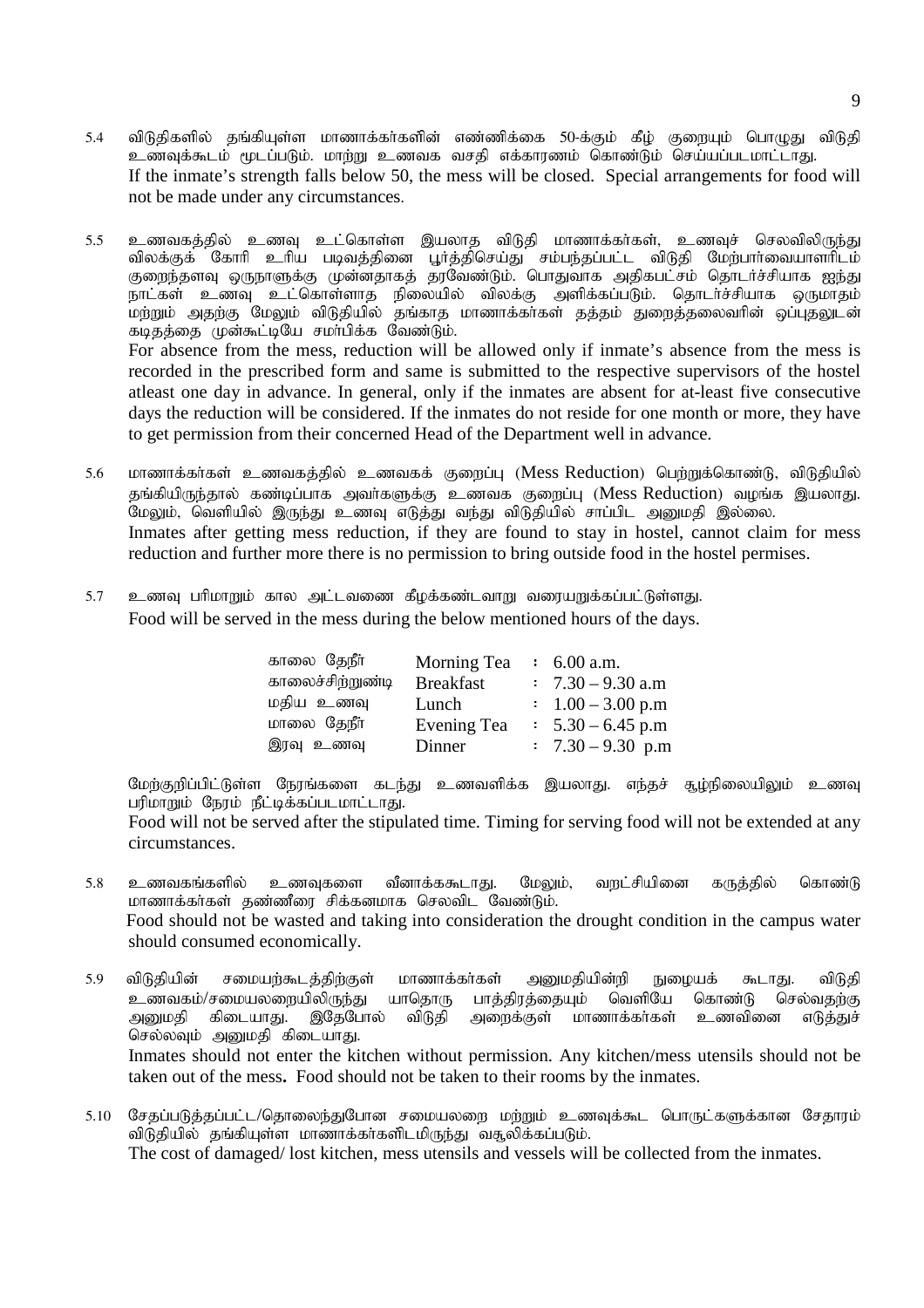5.4 விடுதிகளில் தங்கியுள்ள மாணாக்கர்களின் எண்ணிக்கை 50-க்கும் கீழ் குறையும் பொழுது விடுதி உணவுக்கூடம் மூடப்படும். மாற்று உணவக வசதி எக்காரணம் கொண்டும் செய்யப்படமாட்டாது.
If the inmate's strength falls below 50, the mess will be closed. Special arrangements for food will not be made under any circumstances.

5.5 உணவகத்தில் உணவு உட்கொள்ள இயலாத விடுதி மாணாக்கர்கள், உணவுச் செலவிலிருந்து விலக்குக் கோரி உரிய படிவத்தினை பூர்த்திசெய்து சம்பந்தப்பட்ட விடுதி மேற்பார்வையாளரிடம் குறைந்தளவு ஒருநாளுக்கு முன்னதாகத் தரவேண்டும். பொதுவாக அதிகபட்சம் தொடர்ச்சியாக ஐந்து நாட்கள் உணவு உட்கொள்ளாத நிலையில் விலக்கு அளிக்கப்படும். தொடர்ச்சியாக ஒருமாதம் மற்றும் அதற்கு மேலும் விடுதியில் தங்காத மாணாக்கர்கள் தத்தம் துறைத்தலைவரின் ஒப்புதலுடன் கடிதத்தை முன்கூட்டியே சமர்பிக்க வேண்டும்.
For absence from the mess, reduction will be allowed only if inmate's absence from the mess is recorded in the prescribed form and same is submitted to the respective supervisors of the hostel atleast one day in advance. In general, only if the inmates are absent for at-least five consecutive days the reduction will be considered. If the inmates do not reside for one month or more, they have to get permission from their concerned Head of the Department well in advance.

5.6 மாணாக்கர்கள் உணவகத்தில் உணவகக் குறைப்பு (Mess Reduction) பெற்றுக்கொண்டு, விடுதியில் தங்கியிருந்தால் கண்டிப்பாக அவர்களுக்கு உணவக குறைப்பு (Mess Reduction) வழங்க இயலாது. மேலும், வெளியில் இருந்து உணவு எடுத்து வந்து விடுதியில் சாப்பிட அனுமதி இல்லை.
Inmates after getting mess reduction, if they are found to stay in hostel, cannot claim for mess reduction and further more there is no permission to bring outside food in the hostel permises.

5.7 உணவு பரிமாறும் கால அட்டவணை கீழக்கண்டவாறு வரையறுக்கப்பட்டுள்ளது.
Food will be served in the mess during the below mentioned hours of the days.

| | | |
|---|---|---|
| காலை தேநீர் | Morning Tea | : 6.00 a.m. |
| காலைச்சிற்றுண்டி | Breakfast | : 7.30 – 9.30 a.m |
| மதிய உணவு | Lunch | : 1.00 – 3.00 p.m |
| மாலை தேநீர் | Evening Tea | : 5.30 – 6.45 p.m |
| இரவு உணவு | Dinner | : 7.30 – 9.30 p.m |

மேற்குறிப்பிட்டுள்ள நேரங்களை கடந்து உணவளிக்க இயலாது. எந்தச் சூழ்நிலையிலும் உணவு பரிமாறும் நேரம் நீட்டிக்கப்படமாட்டாது.
Food will not be served after the stipulated time. Timing for serving food will not be extended at any circumstances.

5.8 உணவகங்களில் உணவுகளை வீணாக்ககூடாது. மேலும், வறட்சியினை கருத்தில் கொண்டு மாணாக்கர்கள் தண்ணீரை சிக்கனமாக செலவிட வேண்டும்.
Food should not be wasted and taking into consideration the drought condition in the campus water should consumed economically.

5.9 விடுதியின் சமையற்கூடத்திற்குள் மாணாக்கர்கள் அனுமதியின்றி நுழையக் கூடாது. விடுதி உணவகம்/சமையலறையிலிருந்து யாதொரு பாத்திரத்தையும் வெளியே கொண்டு செல்வதற்கு அனுமதி கிடையாது. இதேபோல் விடுதி அறைக்குள் மாணாக்கர்கள் உணவினை எடுத்துச் செல்லவும் அனுமதி கிடையாது.
Inmates should not enter the kitchen without permission. Any kitchen/mess utensils should not be taken out of the mess**.** Food should not be taken to their rooms by the inmates.

5.10 சேதப்படுத்தப்பட்ட/தொலைந்துபோன சமையலறை மற்றும் உணவுக்கூட பொருட்களுக்கான சேதாரம் விடுதியில் தங்கியுள்ள மாணாக்கர்களிடமிருந்து வசூலிக்கப்படும்.
The cost of damaged/ lost kitchen, mess utensils and vessels will be collected from the inmates.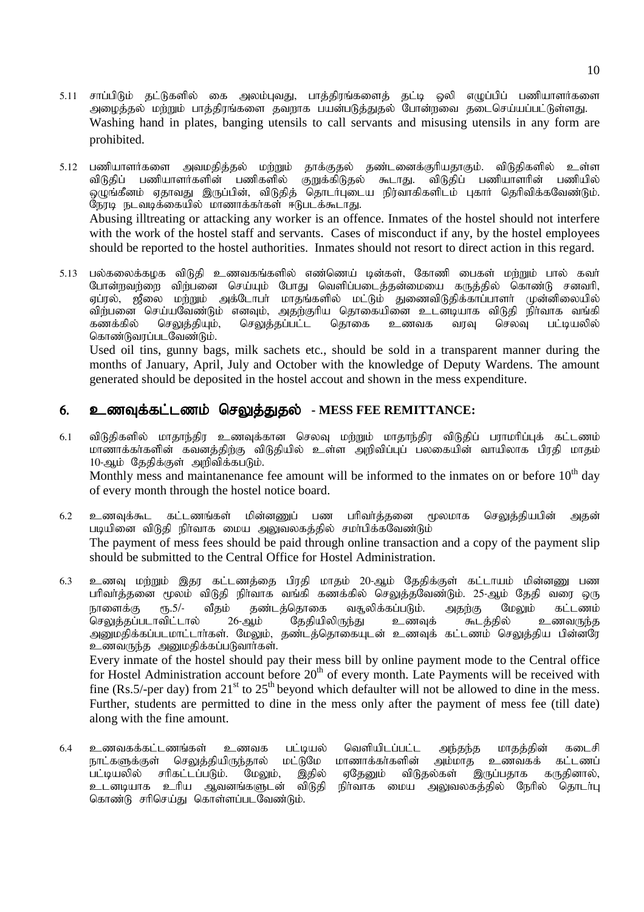5.11 சாப்பிடும் தட்டுகளில் கை அலம்புவது, பாத்திரங்களைத் தட்டி ஒலி எழுப்பிப் பணியாளர்களை அழைத்தல் மற்றும் பாத்திரங்களை தவறாக பயன்படுத்துதல் போன்றவை தடைசெய்யப்பட்டுள்ளது.
Washing hand in plates, banging utensils to call servants and misusing utensils in any form are prohibited.

5.12 பணியாளர்களை அவமதித்தல் மற்றும் தாக்குதல் தண்டனைக்குரியதாகும். விடுதிகளில் உள்ள விடுதிப் பணியாளர்களின் பணிகளில் குறுக்கிடுதல் கூடாது. விடுதிப் பணியாளரின் பணியில் ஒழுங்கீனம் ஏதாவது இருப்பின், விடுதித் தொடர்புடைய நிர்வாகிகளிடம் புகார் தெரிவிக்கவேண்டும். நேரடி நடவடிக்கையில் மாணாக்கர்கள் ஈடுபடக்கூடாது.
Abusing illtreating or attacking any worker is an offence. Inmates of the hostel should not interfere with the work of the hostel staff and servants. Cases of misconduct if any, by the hostel employees should be reported to the hostel authorities. Inmates should not resort to direct action in this regard.

5.13 பல்கலைக்கழக விடுதி உணவகங்களில் எண்ணெய் டின்கள், கோணி பைகள் மற்றும் பால் கவர் போன்றவற்றை விற்பனை செய்யும் போது வெளிப்படைத்தன்மையை கருத்தில் கொண்டு சனவரி, ஏப்ரல், ஜீலை மற்றும் அக்டோபர் மாதங்களில் மட்டும் துணைவிடுதிக்காப்பாளர் முன்னிலையில் விற்பனை செய்யவேண்டும் எனவும், அதற்குரிய தொகையினை உடனடியாக விடுதி நிர்வாக வங்கி கணக்கில் செலுத்தியும், செலுத்தப்பட்ட தொகை உணவக வரவு செலவு பட்டியலில் கொண்டுவரப்படவேண்டும்.
Used oil tins, gunny bags, milk sachets etc., should be sold in a transparent manner during the months of January, April, July and October with the knowledge of Deputy Wardens. The amount generated should be deposited in the hostel accout and shown in the mess expenditure.

## 6. உணவுக்கட்டணம் செலுத்துதல் - MESS FEE REMITTANCE:

6.1 விடுதிகளில் மாதாந்திர உணவுக்கான செலவு மற்றும் மாதாந்திர விடுதிப் பராமரிப்புக் கட்டணம் மாணாக்கர்களின் கவனத்திற்கு விடுதியில் உள்ள அறிவிப்புப் பலகையின் வாயிலாக பிரதி மாதம் 10-ஆம் தேதிக்குள் அறிவிக்கபடும்.
Monthly mess and maintanenance fee amount will be informed to the inmates on or before 10th day of every month through the hostel notice board.

6.2 உணவுக்கூட கட்டணங்கள் மின்னணுப் பண பரிவர்த்தனை மூலமாக செலுத்தியபின் அதன் படியினை விடுதி நிர்வாக மைய அலுவலகத்தில் சமர்பிக்கவேண்டும்
The payment of mess fees should be paid through online transaction and a copy of the payment slip should be submitted to the Central Office for Hostel Administration.

6.3 உணவு மற்றும் இதர கட்டணத்தை பிரதி மாதம் 20-ஆம் தேதிக்குள் கட்டாயம் மின்னணு பண பரிவர்த்தனை மூலம் விடுதி நிர்வாக வங்கி கணக்கில் செலுத்தவேண்டும். 25-ஆம் தேதி வரை ஒரு நாளைக்கு ரூ.5/- வீதம் தண்டத்தொகை வசூலிக்கப்படும். அதற்கு மேலும் கட்டணம் செலுத்தப்படாவிட்டால் 26-ஆம் தேதியிலிருந்து உணவுக் கூடத்தில் உணவருந்த அனுமதிக்கப்படமாட்டார்கள். மேலும், தண்டத்தொகையுடன் உணவுக் கட்டணம் செலுத்திய பின்னரே உணவருந்த அனுமதிக்கப்படுவார்கள்.
Every inmate of the hostel should pay their mess bill by online payment mode to the Central office for Hostel Administration account before 20th of every month. Late Payments will be received with fine (Rs.5/-per day) from 21st to 25th beyond which defaulter will not be allowed to dine in the mess. Further, students are permitted to dine in the mess only after the payment of mess fee (till date) along with the fine amount.

6.4 உணவகக்கட்டணங்கள் உணவக பட்டியல் வெளியிடப்பட்ட அந்தந்த மாதத்தின் கடைசி நாட்களுக்குள் செலுத்தியிருந்தால் மட்டுமே மாணாக்கர்களின் அம்மாத உணவகக் கட்டணப் பட்டியலில் சரிகட்டப்படும். மேலும், இதில் ஏதேனும் விடுதல்கள் இருப்பதாக கருதினால், உடனடியாக உரிய ஆவனங்களுடன் விடுதி நிர்வாக மைய அலுவலகத்தில் நேரில் தொடர்பு கொண்டு சரிசெய்து கொள்ளப்படவேண்டும்.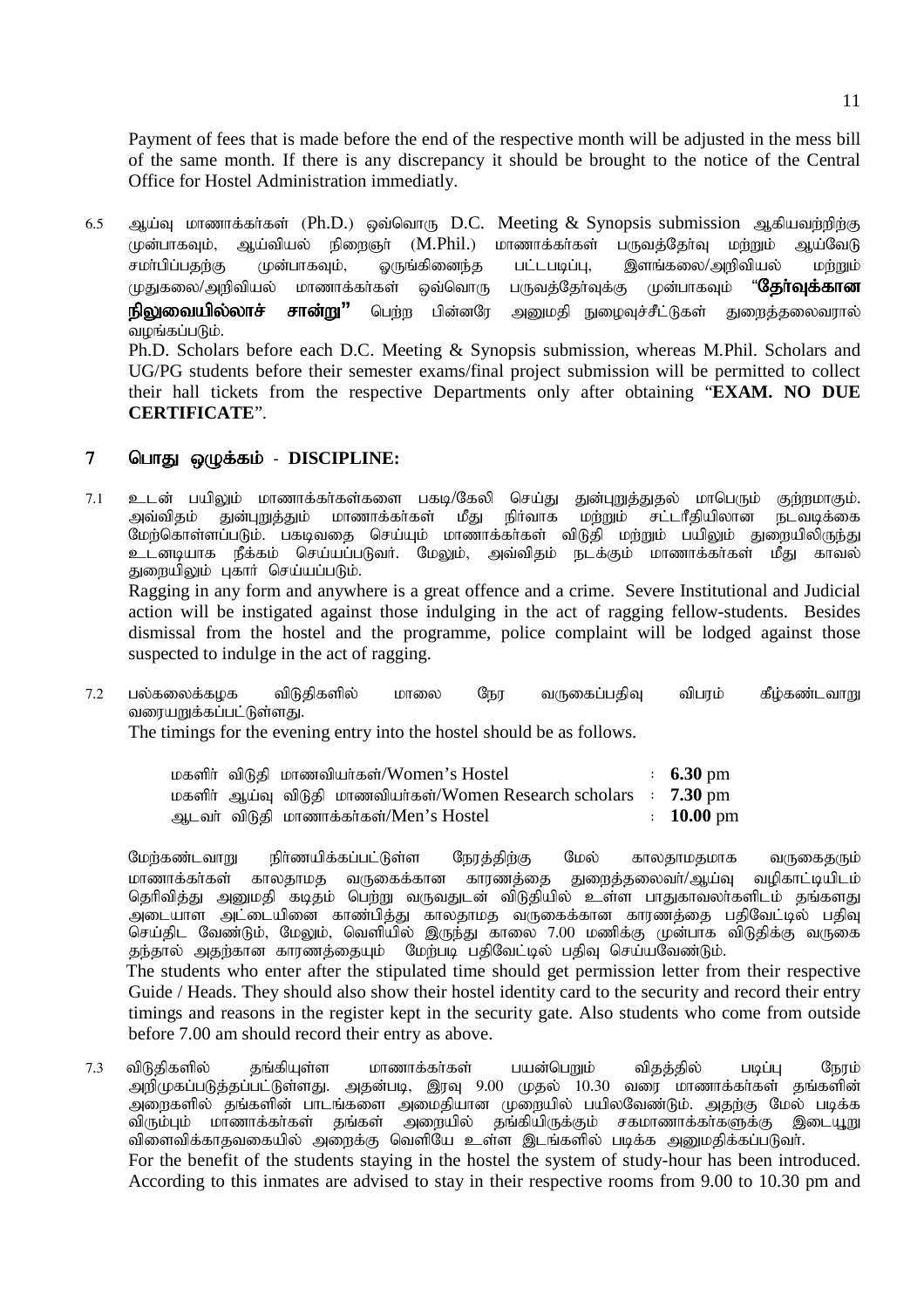Payment of fees that is made before the end of the respective month will be adjusted in the mess bill of the same month. If there is any discrepancy it should be brought to the notice of the Central Office for Hostel Administration immediatly.

6.5 ஆய்வு மாணாக்கர்கள் (Ph.D.) ஒவ்வொரு D.C. Meeting & Synopsis submission ஆகியவற்றிற்கு முன்பாகவும், ஆய்வியல் நிறைஞர் (M.Phil.) மாணாக்கர்கள் பருவத்தேர்வு மற்றும் ஆய்வேடு சமர்ப்பிப்பதற்கு முன்பாகவும், ஒருங்கிணைந்த பட்டபடிப்பு, இளங்கலை/அறிவியல் மற்றும் முதுகலை/அறிவியல் மாணாக்கர்கள் ஒவ்வொரு பருவத்தேர்வுக்கு முன்பாகவும் "**தேர்வுக்கான நிலுவையில்லாச் சான்று"** பெற்ற பின்னரே அனுமதி நுழைவுச்சீட்டுகள் துறைத்தலைவரால் வழங்கப்படும்.

Ph.D. Scholars before each D.C. Meeting & Synopsis submission, whereas M.Phil. Scholars and UG/PG students before their semester exams/final project submission will be permitted to collect their hall tickets from the respective Departments only after obtaining "**EXAM. NO DUE CERTIFICATE**".

## 7 பொது ஒழுக்கம் - DISCIPLINE:

7.1 உடன் பயிலும் மாணாக்கர்கள்களை பகடி/கேலி செய்து துன்புறுத்துதல் மாபெரும் குற்றமாகும். அவ்விதம் துன்புறுத்தும் மாணாக்கர்கள் மீது நிர்வாக மற்றும் சட்டரீதியிலான நடவடிக்கை மேற்கொள்ளப்படும். பகடிவதை செய்யும் மாணாக்கர்கள் விடுதி மற்றும் பயிலும் துறையிலிருந்து உடனடியாக நீக்கம் செய்யப்படுவர். மேலும், அவ்விதம் நடக்கும் மாணாக்கர்கள் மீது காவல் துறையிலும் புகார் செய்யப்படும்.

Ragging in any form and anywhere is a great offence and a crime. Severe Institutional and Judicial action will be instigated against those indulging in the act of ragging fellow-students. Besides dismissal from the hostel and the programme, police complaint will be lodged against those suspected to indulge in the act of ragging.

7.2 பல்கலைக்கழக விடுதிகளில் மாலை நேர வருகைப்பதிவு விபரம் கீழ்கண்டவாறு வரையறுக்கப்பட்டுள்ளது.

The timings for the evening entry into the hostel should be as follows.

| | | |
|---|---|---|
| மகளிர் விடுதி மாணவியர்கள்/Women's Hostel | : | **6.30** pm |
| மகளிர் ஆய்வு விடுதி மாணவியர்கள்/Women Research scholars | : | **7.30** pm |
| ஆடவர் விடுதி மாணாக்கர்கள்/Men's Hostel | : | **10.00** pm |

மேற்கண்டவாறு நிர்ணயிக்கப்பட்டுள்ள நேரத்திற்கு மேல் காலதாமதமாக வருகைதரும் மாணாக்கர்கள் காலதாமத வருகைக்கான காரணத்தை துறைத்தலைவர்/ஆய்வு வழிகாட்டியிடம் தெரிவித்து அனுமதி கடிதம் பெற்று வருவதுடன் விடுதியில் உள்ள பாதுகாவலர்களிடம் தங்களது அடையாள அட்டையினை காண்பித்து காலதாமத வருகைக்கான காரணத்தை பதிவேட்டில் பதிவு செய்திட வேண்டும், மேலும், வெளியில் இருந்து காலை 7.00 மணிக்கு முன்பாக விடுதிக்கு வருகை தந்தால் அதற்கான காரணத்தையும் மேற்படி பதிவேட்டில் பதிவு செய்யவேண்டும்.

The students who enter after the stipulated time should get permission letter from their respective Guide / Heads. They should also show their hostel identity card to the security and record their entry timings and reasons in the register kept in the security gate. Also students who come from outside before 7.00 am should record their entry as above.

7.3 விடுதிகளில் தங்கியுள்ள மாணாக்கர்கள் பயன்பெறும் விதத்தில் படிப்பு நேரம் அறிமுகப்படுத்தப்பட்டுள்ளது. அதன்படி, இரவு 9.00 முதல் 10.30 வரை மாணாக்கர்கள் தங்களின் அறைகளில் தங்களின் பாடங்களை அமைதியான முறையில் பயிலவேண்டும். அதற்கு மேல் படிக்க விரும்பும் மாணாக்கர்கள் தங்கள் அறையில் தங்கியிருக்கும் சகமாணாக்கர்களுக்கு இடையூறு விளைவிக்காதவகையில் அறைக்கு வெளியே உள்ள இடங்களில் படிக்க அனுமதிக்கப்படுவர்.

For the benefit of the students staying in the hostel the system of study-hour has been introduced. According to this inmates are advised to stay in their respective rooms from 9.00 to 10.30 pm and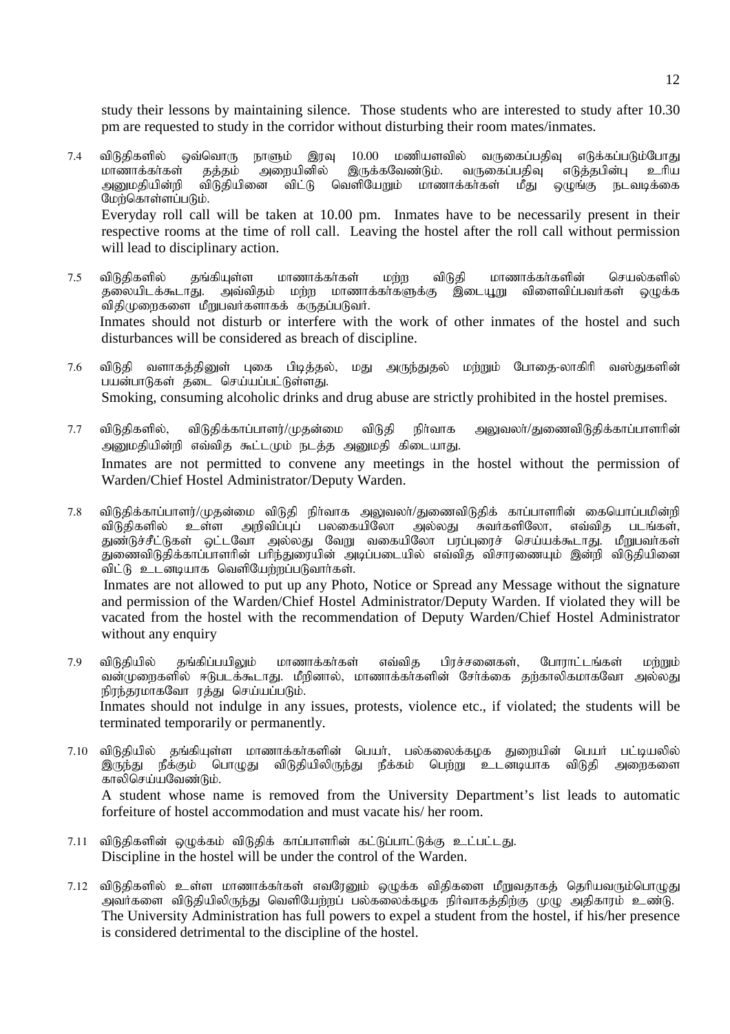study their lessons by maintaining silence. Those students who are interested to study after 10.30 pm are requested to study in the corridor without disturbing their room mates/inmates.

7.4 விடுதிகளில் ஒவ்வொரு நாளும் இரவு 10.00 மணியளவில் வருகைப்பதிவு எடுக்கப்படும்போது மாணாக்கர்கள் தத்தம் அறையினில் இருக்கவேண்டும். வருகைப்பதிவு எடுத்தபின்பு உரிய அனுமதியின்றி விடுதியினை விட்டு வெளியேறும் மாணாக்கர்கள் மீது ஒழுங்கு நடவடிக்கை மேற்கொள்ளப்படும்.
Everyday roll call will be taken at 10.00 pm. Inmates have to be necessarily present in their respective rooms at the time of roll call. Leaving the hostel after the roll call without permission will lead to disciplinary action.

7.5 விடுதிகளில் தங்கியுள்ள மாணாக்கர்கள் மற்ற விடுதி மாணாக்கர்களின் செயல்களில் தலையிடக்கூடாது. அவ்விதம் மற்ற மாணாக்கர்களுக்கு இடையூறு விளைவிப்பவர்கள் ஒழுக்க விதிமுறைகளை மீறுபவர்களாகக் கருதப்படுவர்.
Inmates should not disturb or interfere with the work of other inmates of the hostel and such disturbances will be considered as breach of discipline.

7.6 விடுதி வளாகத்தினுள் புகை பிடித்தல், மது அருந்துதல் மற்றும் போதை-லாகிரி வஸ்துகளின் பயன்பாடுகள் தடை செய்யப்பட்டுள்ளது.
Smoking, consuming alcoholic drinks and drug abuse are strictly prohibited in the hostel premises.

7.7 விடுதிகளில், விடுதிக்காப்பாளர்/முதன்மை விடுதி நிர்வாக அலுவலர்/துணைவிடுதிக்காப்பாளரின் அனுமதியின்றி எவ்வித கூட்டமும் நடத்த அனுமதி கிடையாது.
Inmates are not permitted to convene any meetings in the hostel without the permission of Warden/Chief Hostel Administrator/Deputy Warden.

7.8 விடுதிக்காப்பாளர்/முதன்மை விடுதி நிர்வாக அலுவலர்/துணைவிடுதிக் காப்பாளரின் கையொப்பமின்றி விடுதிகளில் உள்ள அறிவிப்புப் பலகையிலோ அல்லது சுவர்களிலோ, எவ்வித படங்கள், துண்டுச்சீட்டுகள் ஒட்டவோ அல்லது வேறு வகையிலோ பரப்புரைச் செய்யக்கூடாது. மீறுபவர்கள் துணைவிடுதிக்காப்பாளரின் பரிந்துரையின் அடிப்படையில் எவ்வித விசாரணையும் இன்றி விடுதியினை விட்டு உடனடியாக வெளியேற்றப்படுவார்கள்.
Inmates are not allowed to put up any Photo, Notice or Spread any Message without the signature and permission of the Warden/Chief Hostel Administrator/Deputy Warden. If violated they will be vacated from the hostel with the recommendation of Deputy Warden/Chief Hostel Administrator without any enquiry

7.9 விடுதியில் தங்கிப்பயிலும் மாணாக்கர்கள் எவ்வித பிரச்சனைகள், போராட்டங்கள் மற்றும் வன்முறைகளில் ஈடுபடக்கூடாது. மீறினால், மாணாக்கர்களின் சேர்க்கை தற்காலிகமாகவோ அல்லது நிரந்தரமாகவோ ரத்து செய்யப்படும்.
Inmates should not indulge in any issues, protests, violence etc., if violated; the students will be terminated temporarily or permanently.

7.10 விடுதியில் தங்கியுள்ள மாணாக்கர்களின் பெயர், பல்கலைக்கழக துறையின் பெயர் பட்டியலில் இருந்து நீக்கும் பொழுது விடுதியிலிருந்து நீக்கம் பெற்று உடனடியாக விடுதி அறைகளை காலிசெய்யவேண்டும்.
A student whose name is removed from the University Department's list leads to automatic forfeiture of hostel accommodation and must vacate his/ her room.

7.11 விடுதிகளின் ஒழுக்கம் விடுதிக் காப்பாளரின் கட்டுப்பாட்டுக்கு உட்பட்டது.
Discipline in the hostel will be under the control of the Warden.

7.12 விடுதிகளில் உள்ள மாணாக்கர்கள் எவரேனும் ஒழுக்க விதிகளை மீறுவதாகத் தெரியவரும்பொழுது அவர்களை விடுதியிலிருந்து வெளியேற்றப் பல்கலைக்கழக நிர்வாகத்திற்கு முழு அதிகாரம் உண்டு.
The University Administration has full powers to expel a student from the hostel, if his/her presence is considered detrimental to the discipline of the hostel.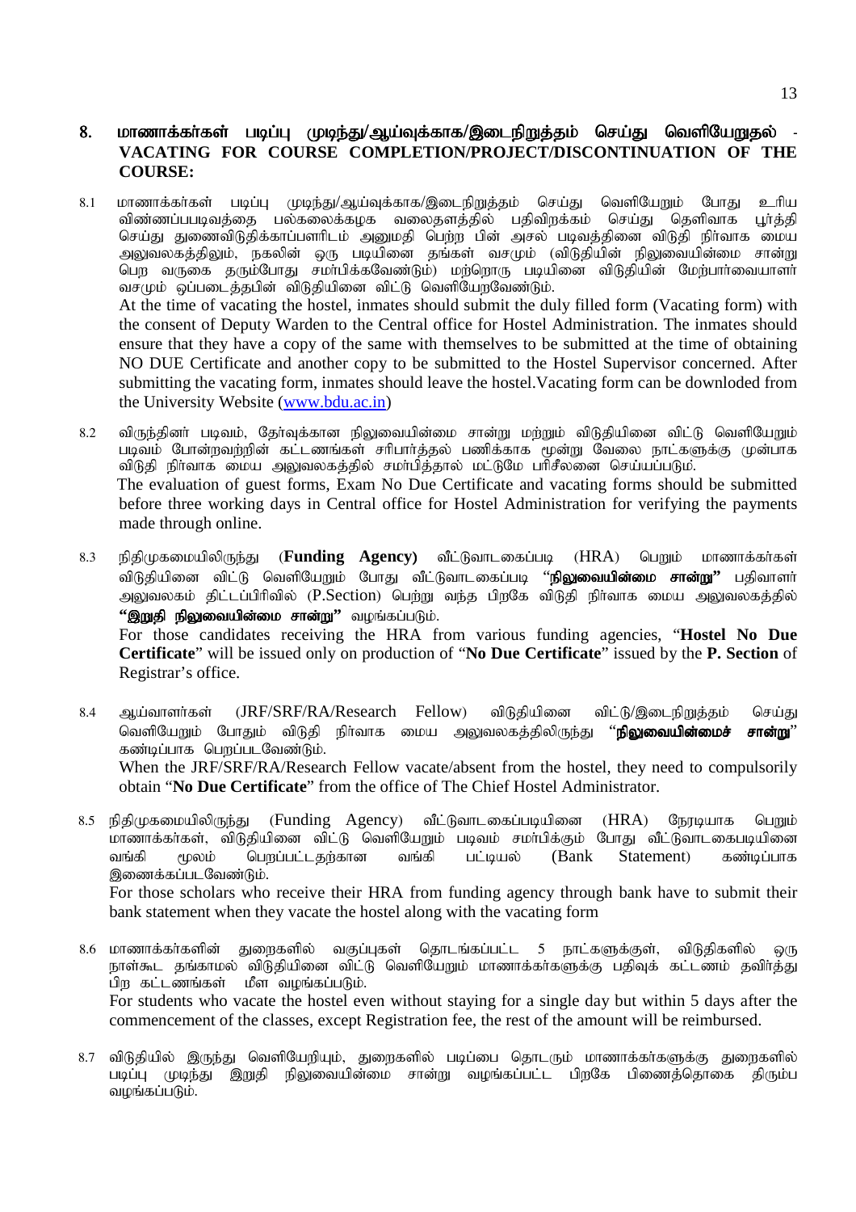## 8. மாணாக்கா்கள் படிப்பு முடிந்து/ஆய்வுக்காக/இடைநிறுத்தம் செய்து வெளியேறுதல் - VACATING FOR COURSE COMPLETION/PROJECT/DISCONTINUATION OF THE COURSE:

8.1 மாணாக்கா்கள் படிப்பு முடிந்து/ஆய்வுக்காக/இடைநிறுத்தம் செய்து வெளியேறும் போது உரிய விண்ணப்பபடிவத்தை பல்கலைக்கழக வலைதளத்தில் பதிவிறக்கம் செய்து தெளிவாக பூர்த்தி செய்து துணைவிடுதிக்காப்பாளரிடம் அனுமதி பெற்ற பின் அசல் படிவத்தினை விடுதி நிர்வாக மைய அலுவலகத்திலும், நகலின் ஒரு படியினை தங்கள் வசமும் (விடுதியின் நிலுவையின்மை சான்று பெற வருகை தரும்போது சமா்பிக்கவேண்டும்) மற்றொரு படியினை விடுதியின் மேற்பார்வையாளா் வசமும் ஒப்படைத்தபின் விடுதியினை விட்டு வெளியேறவேண்டும்.

At the time of vacating the hostel, inmates should submit the duly filled form (Vacating form) with the consent of Deputy Warden to the Central office for Hostel Administration. The inmates should ensure that they have a copy of the same with themselves to be submitted at the time of obtaining NO DUE Certificate and another copy to be submitted to the Hostel Supervisor concerned. After submitting the vacating form, inmates should leave the hostel.Vacating form can be downloded from the University Website (www.bdu.ac.in)

8.2 விருந்தினா் படிவம், தோ்வுக்கான நிலுவையின்மை சான்று மற்றும் விடுதியினை விட்டு வெளியேறும் படிவம் போன்றவற்றின் கட்டணங்கள் சரிபார்த்தல் பணிக்காக மூன்று வேலை நாட்களுக்கு முன்பாக விடுதி நிர்வாக மைய அலுவலகத்தில் சமா்பித்தால் மட்டுமே பரிசீலனை செய்யப்படும்.

The evaluation of guest forms, Exam No Due Certificate and vacating forms should be submitted before three working days in Central office for Hostel Administration for verifying the payments made through online.

8.3 நிதிமுகமையிலிருந்து (**Funding Agency**) வீட்டுவாடகைப்படி (HRA) பெறும் மாணாக்கா்கள் விடுதியினை விட்டு வெளியேறும் போது வீட்டுவாடகைப்படி "**நிலுவையின்மை சான்று**" பதிவாளா் அலுவலகம் திட்டப்பிரிவில் (P.Section) பெற்று வந்த பிறகே விடுதி நிர்வாக மைய அலுவலகத்தில் **"இறுதி நிலுவையின்மை சான்று"** வழங்கப்படும்.

For those candidates receiving the HRA from various funding agencies, "**Hostel No Due Certificate**" will be issued only on production of "**No Due Certificate**" issued by the **P. Section** of Registrar's office.

8.4 ஆய்வாளா்கள் (JRF/SRF/RA/Research Fellow) விடுதியினை விட்டு/இடைநிறுத்தம் செய்து வெளியேறும் போதும் விடுதி நிர்வாக மைய அலுவலகத்திலிருந்து "**நிலுவையின்மைச் சான்று**" கண்டிப்பாக பெறப்படவேண்டும்.

When the JRF/SRF/RA/Research Fellow vacate/absent from the hostel, they need to compulsorily obtain "**No Due Certificate**" from the office of The Chief Hostel Administrator.

8.5 நிதிமுகமையிலிருந்து (Funding Agency) வீட்டுவாடகைப்படியினை (HRA) நேரடியாக பெறும் மாணாக்கா்கள், விடுதியினை விட்டு வெளியேறும் படிவம் சமா்பிக்கும் போது வீட்டுவாடகைபடியினை வங்கி மூலம் பெறப்பட்டதற்கான வங்கி பட்டியல் (Bank Statement) கண்டிப்பாக இணைக்கப்படவேண்டும்.

For those scholars who receive their HRA from funding agency through bank have to submit their bank statement when they vacate the hostel along with the vacating form

8.6 மாணாக்கா்களின் துறைகளில் வகுப்புகள் தொடங்கப்பட்ட 5 நாட்களுக்குள், விடுதிகளில் ஒரு நாள்கூட தங்காமல் விடுதியினை விட்டு வெளியேறும் மாணாக்கா்களுக்கு பதிவுக் கட்டணம் தவிர்த்து பிற கட்டணங்கள் மீள வழங்கப்படும்.

For students who vacate the hostel even without staying for a single day but within 5 days after the commencement of the classes, except Registration fee, the rest of the amount will be reimbursed.

8.7 விடுதியில் இருந்து வெளியேறியும், துறைகளில் படிப்பை தொடரும் மாணாக்கா்களுக்கு துறைகளில் படிப்பு முடிந்து இறுதி நிலுவையின்மை சான்று வழங்கப்பட்ட பிறகே பிணைத்தொகை திரும்ப வழங்கப்படும்.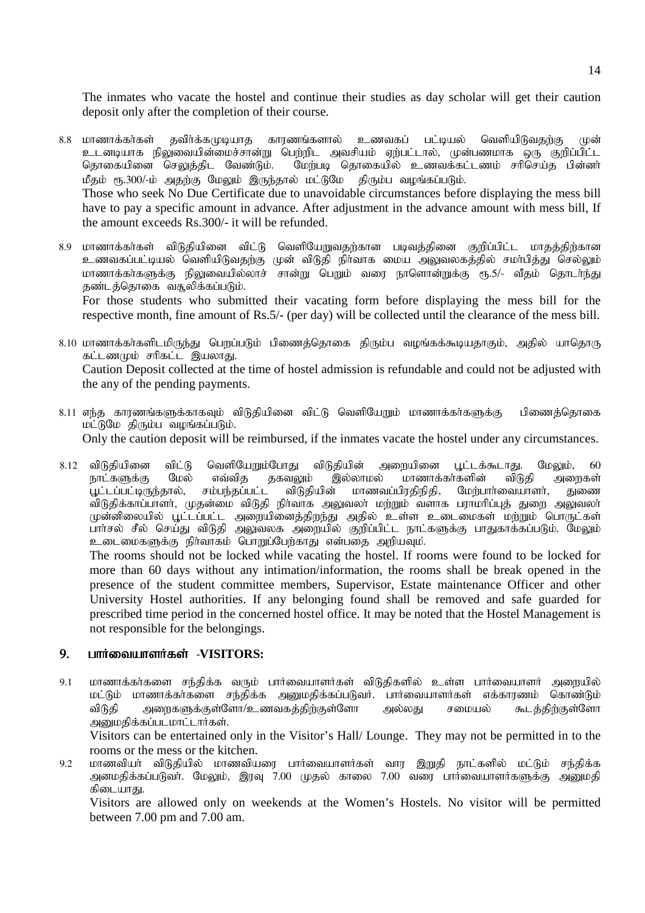The inmates who vacate the hostel and continue their studies as day scholar will get their caution deposit only after the completion of their course.

8.8 மாணாக்கர்கள் தவிர்க்கமுடியாத காரணங்களால் உணவகப் பட்டியல் வெளியிடுவதற்கு முன் உடனடியாக நிலுவையின்மைச்சான்று பெற்றிட அவசியம் ஏற்பட்டால், முன்பணமாக ஒரு குறிப்பிட்ட தொகையினை செலுத்திட வேண்டும். மேற்படி தொகையில் உணவக்கட்டணம் சரிசெய்த பின்னர் மீதம் ரூ.300/-ம் அதற்கு மேலும் இருந்தால் மட்டுமே திரும்ப வழங்கப்படும்.

Those who seek No Due Certificate due to unavoidable circumstances before displaying the mess bill have to pay a specific amount in advance. After adjustment in the advance amount with mess bill, If the amount exceeds Rs.300/- it will be refunded.

8.9 மாணாக்கர்கள் விடுதியினை விட்டு வெளியேறுவதற்கான படிவத்தினை குறிப்பிட்ட மாதத்திற்கான உணவகப்பட்டியல் வெளியிடுவதற்கு முன் விடுதி நிர்வாக மைய அலுவலகத்தில் சமர்பித்து செல்லும் மாணாக்கர்களுக்கு நிலுவையில்லாச் சான்று பெறும் வரை நாளொன்றுக்கு ரூ.5/- வீதம் தொடர்ந்து தண்டத்தொகை வசூலிக்கப்படும்.

For those students who submitted their vacating form before displaying the mess bill for the respective month, fine amount of Rs.5/- (per day) will be collected until the clearance of the mess bill.

8.10 மாணாக்கர்களிடமிருந்து பெறப்படும் பிணைத்தொகை திரும்ப வழங்கக்கூடியதாகும், அதில் யாதொரு கட்டணமும் சரிகட்ட இயலாது.

Caution Deposit collected at the time of hostel admission is refundable and could not be adjusted with the any of the pending payments.

8.11 எந்த காரணங்களுக்காகவும் விடுதியினை விட்டு வெளியேறும் மாணாக்கர்களுக்கு பிணைத்தொகை மட்டுமே திரும்ப வழங்கப்படும்.

Only the caution deposit will be reimbursed, if the inmates vacate the hostel under any circumstances.

8.12 விடுதியினை விட்டு வெளியேறும்போது விடுதியின் அறையினை பூட்டக்கூடாது. மேலும், 60 நாட்களுக்கு மேல் எவ்வித தகவலும் இல்லாமல் மாணாக்கர்களின் விடுதி அறைகள் பூட்டப்பட்டிருந்தால், சம்பந்தப்பட்ட விடுதியின் மாணவப்பிரதிநிதி, மேற்பார்வையாளர், துணை விடுதிக்காப்பாளர், முதன்மை விடுதி நிர்வாக அலுவலர் மற்றும் வளாக பராமரிப்புத் துறை அலுவலர் முன்னிலையில் பூட்டப்பட்ட அறையினைத்திறந்து அதில் உள்ள உடைமைகள் மற்றும் பொருட்கள் பார்சல் சீல் செய்து விடுதி அலுவலக அறையில் குறிப்பிட்ட நாட்களுக்கு பாதுகாக்கப்படும். மேலும் உடைமைகளுக்கு நிர்வாகம் பொறுப்பேற்காது என்பதை அறியவும்.

The rooms should not be locked while vacating the hostel. If rooms were found to be locked for more than 60 days without any intimation/information, the rooms shall be break opened in the presence of the student committee members, Supervisor, Estate maintenance Officer and other University Hostel authorities. If any belonging found shall be removed and safe guarded for prescribed time period in the concerned hostel office. It may be noted that the Hostel Management is not responsible for the belongings.

## 9. பார்வையாளர்கள் -VISITORS:

9.1 மாணாக்கர்களை சந்திக்க வரும் பார்வையாளர்கள் விடுதிகளில் உள்ள பார்வையாளர் அறையில் மட்டும் மாணாக்கர்களை சந்திக்க அனுமதிக்கப்படுவர். பார்வையாளர்கள் எக்காரணம் கொண்டும் விடுதி அறைகளுக்குள்ளோ/உணவகத்திற்குள்ளோ அல்லது சமையல் கூடத்திற்குள்ளோ அனுமதிக்கப்படமாட்டார்கள்.

Visitors can be entertained only in the Visitor's Hall/ Lounge. They may not be permitted in to the rooms or the mess or the kitchen.

9.2 மாணவியர் விடுதியில் மாணவியரை பார்வையாளர்கள் வார இறுதி நாட்களில் மட்டும் சந்திக்க அனமதிக்கப்படுவர். மேலும், இரவு 7.00 முதல் காலை 7.00 வரை பார்வையாளர்களுக்கு அனுமதி கிடையாது.

Visitors are allowed only on weekends at the Women's Hostels. No visitor will be permitted between 7.00 pm and 7.00 am.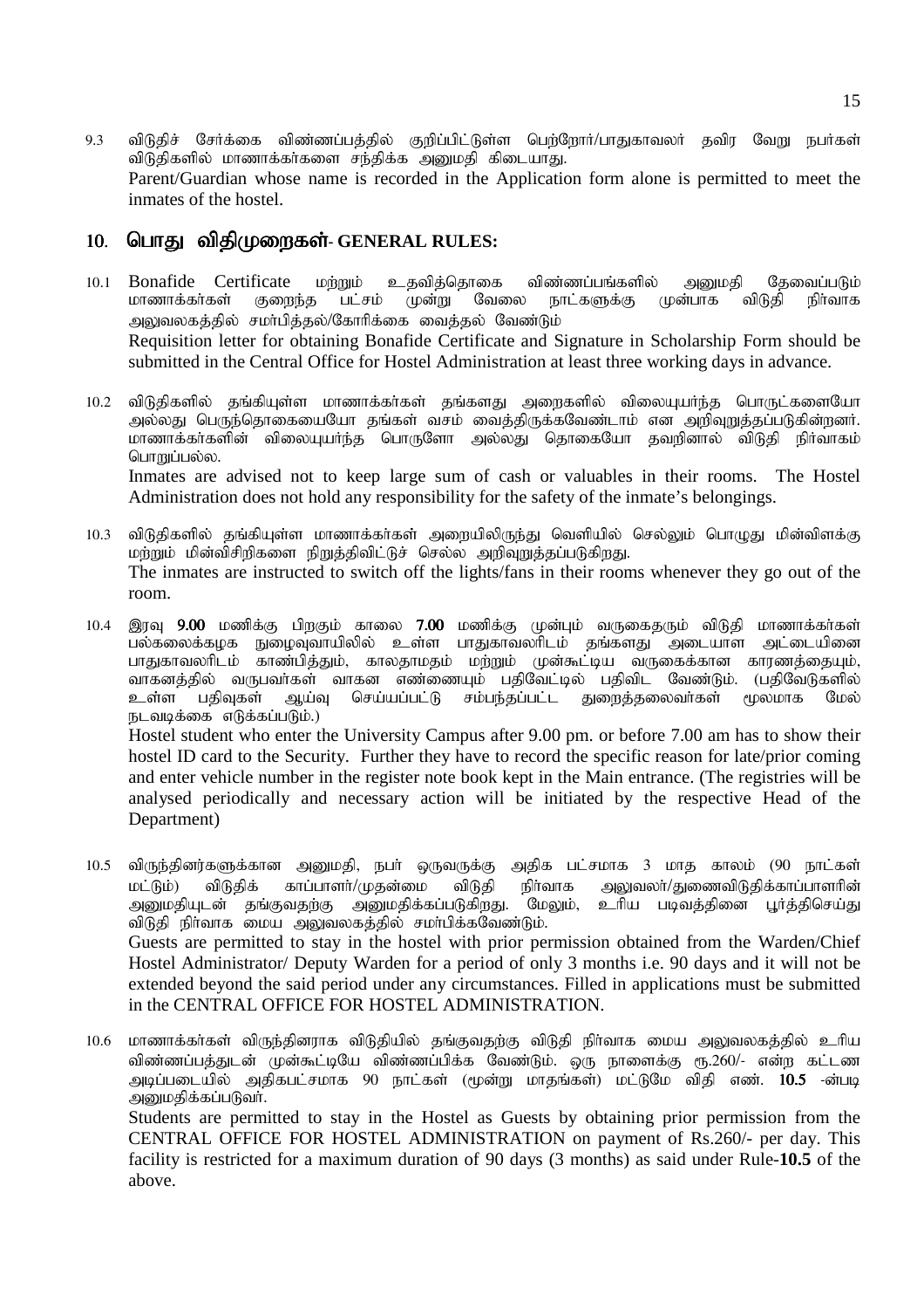9.3 விடுதிச் சேர்க்கை விண்ணப்பத்தில் குறிப்பிட்டுள்ள பெற்றோர்/பாதுகாவலர் தவிர வேறு நபர்கள் விடுதிகளில் மாணாக்கர்களை சந்திக்க அனுமதி கிடையாது.
Parent/Guardian whose name is recorded in the Application form alone is permitted to meet the inmates of the hostel.

## 10. பொது விதிமுறைகள்- GENERAL RULES:

10.1 Bonafide Certificate மற்றும் உதவித்தொகை விண்ணப்பங்களில் அனுமதி தேவைப்படும் மாணாக்கர்கள் குறைந்த பட்சம் மூன்று வேலை நாட்களுக்கு முன்பாக விடுதி நிர்வாக அலுவலகத்தில் சமர்பித்தல்/கோரிக்கை வைத்தல் வேண்டும்
Requisition letter for obtaining Bonafide Certificate and Signature in Scholarship Form should be submitted in the Central Office for Hostel Administration at least three working days in advance.

10.2 விடுதிகளில் தங்கியுள்ள மாணாக்கர்கள் தங்களது அறைகளில் விலையுயர்ந்த பொருட்களையோ அல்லது பெருந்தொகையையோ தங்கள் வசம் வைத்திருக்கவேண்டாம் என அறிவுறுத்தப்படுகின்றனர். மாணாக்கர்களின் விலையுயர்ந்த பொருளோ அல்லது தொகையோ தவறினால் விடுதி நிர்வாகம் பொறுப்பல்ல.
Inmates are advised not to keep large sum of cash or valuables in their rooms. The Hostel Administration does not hold any responsibility for the safety of the inmate's belongings.

10.3 விடுதிகளில் தங்கியுள்ள மாணாக்கர்கள் அறையிலிருந்து வெளியில் செல்லும் பொழுது மின்விளக்கு மற்றும் மின்விசிறிகளை நிறுத்திவிட்டுச் செல்ல அறிவுறுத்தப்படுகிறது.
The inmates are instructed to switch off the lights/fans in their rooms whenever they go out of the room.

10.4 இரவு **9.00** மணிக்கு பிறகும் காலை **7.00** மணிக்கு முன்பும் வருகைதரும் விடுதி மாணாக்கர்கள் பல்கலைக்கழக நுழைவுவாயிலில் உள்ள பாதுகாவலரிடம் தங்களது அடையாள அட்டையினை பாதுகாவலரிடம் காண்பித்தும், காலதாமதம் மற்றும் முன்கூட்டிய வருகைக்கான காரணத்தையும், வாகனத்தில் வருபவர்கள் வாகன எண்ணையும் பதிவேட்டில் பதிவிட வேண்டும். (பதிவேடுகளில் உள்ள பதிவுகள் ஆய்வு செய்யப்பட்டு சம்பந்தப்பட்ட துறைத்தலைவர்கள் மூலமாக மேல் நடவடிக்கை எடுக்கப்படும்.)
Hostel student who enter the University Campus after 9.00 pm. or before 7.00 am has to show their hostel ID card to the Security. Further they have to record the specific reason for late/prior coming and enter vehicle number in the register note book kept in the Main entrance. (The registries will be analysed periodically and necessary action will be initiated by the respective Head of the Department)

10.5 விருந்தினர்களுக்கான அனுமதி, நபர் ஒருவருக்கு அதிக பட்சமாக 3 மாத காலம் (90 நாட்கள் மட்டும்) விடுதிக் காப்பாளர்/முதன்மை விடுதி நிர்வாக அலுவலர்/துணைவிடுதிக்காப்பாளரின் அனுமதியுடன் தங்குவதற்கு அனுமதிக்கப்படுகிறது. மேலும், உரிய படிவத்தினை பூர்த்திசெய்து விடுதி நிர்வாக மைய அலுவலகத்தில் சமர்பிக்கவேண்டும்.
Guests are permitted to stay in the hostel with prior permission obtained from the Warden/Chief Hostel Administrator/ Deputy Warden for a period of only 3 months i.e. 90 days and it will not be extended beyond the said period under any circumstances. Filled in applications must be submitted in the CENTRAL OFFICE FOR HOSTEL ADMINISTRATION.

10.6 மாணாக்கர்கள் விருந்தினராக விடுதியில் தங்குவதற்கு விடுதி நிர்வாக மைய அலுவலகத்தில் உரிய விண்ணப்பத்துடன் முன்கூட்டியே விண்ணப்பிக்க வேண்டும். ஒரு நாளைக்கு ரூ.260/- என்ற கட்டண அடிப்படையில் அதிகபட்சமாக 90 நாட்கள் (மூன்று மாதங்கள்) மட்டுமே விதி எண். **10.5** -ன்படி அனுமதிக்கப்படுவர்.
Students are permitted to stay in the Hostel as Guests by obtaining prior permission from the CENTRAL OFFICE FOR HOSTEL ADMINISTRATION on payment of Rs.260/- per day. This facility is restricted for a maximum duration of 90 days (3 months) as said under Rule-**10.5** of the above.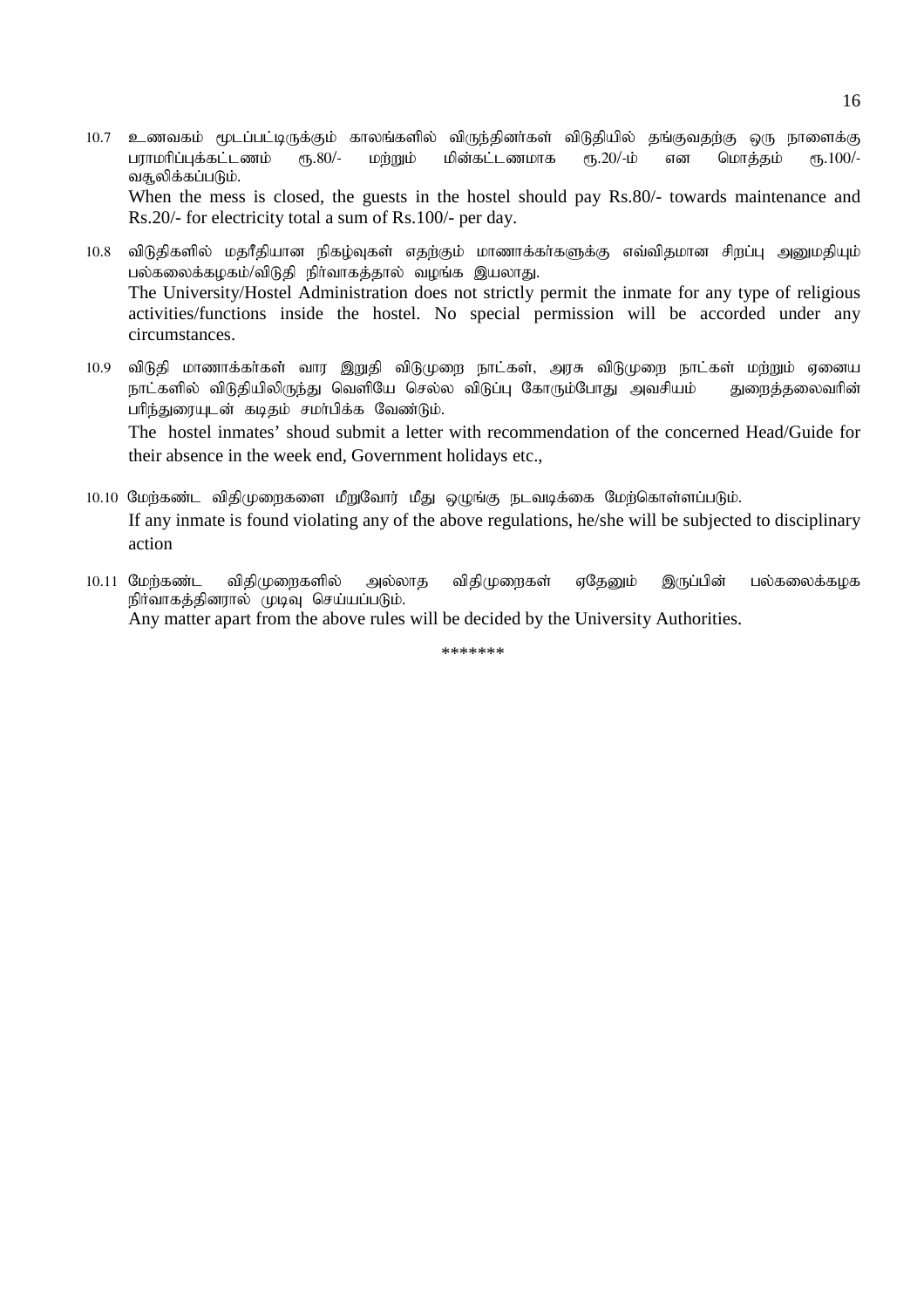10.7 உணவகம் மூடப்பட்டிருக்கும் காலங்களில் விருந்தினர்கள் விடுதியில் தங்குவதற்கு ஒரு நாளைக்கு பராமரிப்புக்கட்டணம் ரூ.80/- மற்றும் மின்கட்டணமாக ரூ.20/-ம் என மொத்தம் ரூ.100/- வசூலிக்கப்படும்.

When the mess is closed, the guests in the hostel should pay Rs.80/- towards maintenance and Rs.20/- for electricity total a sum of Rs.100/- per day.

10.8 விடுதிகளில் மதரீதியான நிகழ்வுகள் எதற்கும் மாணாக்கர்களுக்கு எவ்விதமான சிறப்பு அனுமதியும் பல்கலைக்கழகம்/விடுதி நிர்வாகத்தால் வழங்க இயலாது.

The University/Hostel Administration does not strictly permit the inmate for any type of religious activities/functions inside the hostel. No special permission will be accorded under any circumstances.

10.9 விடுதி மாணாக்கர்கள் வார இறுதி விடுமுறை நாட்கள், அரசு விடுமுறை நாட்கள் மற்றும் ஏனைய நாட்களில் விடுதியிலிருந்து வெளியே செல்ல விடுப்பு கோரும்போது அவசியம் துறைத்தலைவரின் பரிந்துரையுடன் கடிதம் சமர்பிக்க வேண்டும்.

The hostel inmates' shoud submit a letter with recommendation of the concerned Head/Guide for their absence in the week end, Government holidays etc.,

10.10 மேற்கண்ட விதிமுறைகளை மீறுவோர் மீது ஒழுங்கு நடவடிக்கை மேற்கொள்ளப்படும்.

If any inmate is found violating any of the above regulations, he/she will be subjected to disciplinary action

10.11 மேற்கண்ட விதிமுறைகளில் அல்லாத விதிமுறைகள் ஏதேனும் இருப்பின் பல்கலைக்கழக நிர்வாகத்தினரால் முடிவு செய்யப்படும்.

Any matter apart from the above rules will be decided by the University Authorities.

*******